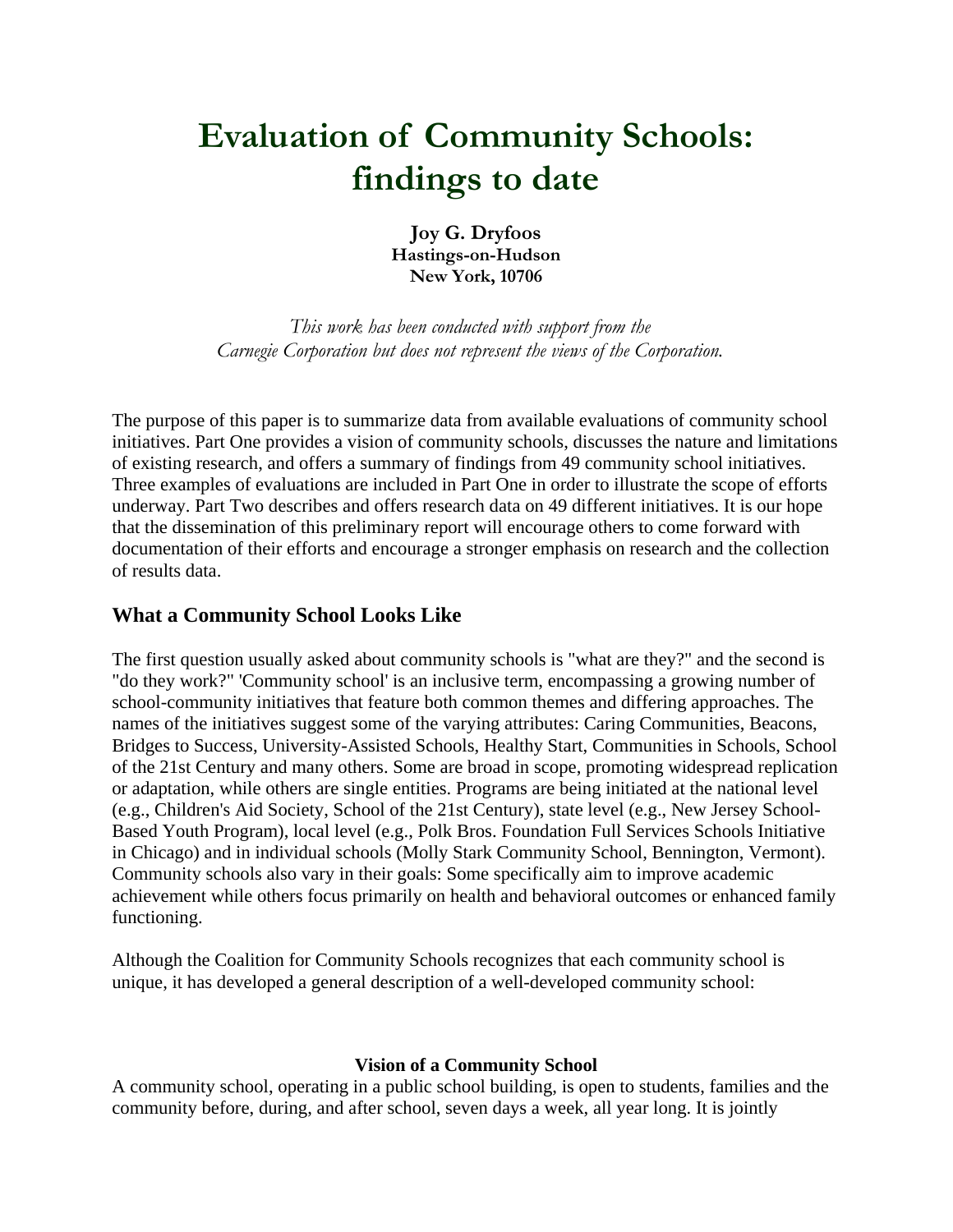# Evaluation of Community Schools: findings to date

**Joy G. Dryfoos**
**Hastings-on-Hudson**
**New York, 10706**

*This work has been conducted with support from the Carnegie Corporation but does not represent the views of the Corporation.*

The purpose of this paper is to summarize data from available evaluations of community school initiatives. Part One provides a vision of community schools, discusses the nature and limitations of existing research, and offers a summary of findings from 49 community school initiatives. Three examples of evaluations are included in Part One in order to illustrate the scope of efforts underway. Part Two describes and offers research data on 49 different initiatives. It is our hope that the dissemination of this preliminary report will encourage others to come forward with documentation of their efforts and encourage a stronger emphasis on research and the collection of results data.

## What a Community School Looks Like

The first question usually asked about community schools is "what are they?" and the second is "do they work?" 'Community school' is an inclusive term, encompassing a growing number of school-community initiatives that feature both common themes and differing approaches. The names of the initiatives suggest some of the varying attributes: Caring Communities, Beacons, Bridges to Success, University-Assisted Schools, Healthy Start, Communities in Schools, School of the 21st Century and many others. Some are broad in scope, promoting widespread replication or adaptation, while others are single entities. Programs are being initiated at the national level (e.g., Children's Aid Society, School of the 21st Century), state level (e.g., New Jersey School-Based Youth Program), local level (e.g., Polk Bros. Foundation Full Services Schools Initiative in Chicago) and in individual schools (Molly Stark Community School, Bennington, Vermont). Community schools also vary in their goals: Some specifically aim to improve academic achievement while others focus primarily on health and behavioral outcomes or enhanced family functioning.

Although the Coalition for Community Schools recognizes that each community school is unique, it has developed a general description of a well-developed community school:

**Vision of a Community School**

A community school, operating in a public school building, is open to students, families and the community before, during, and after school, seven days a week, all year long. It is jointly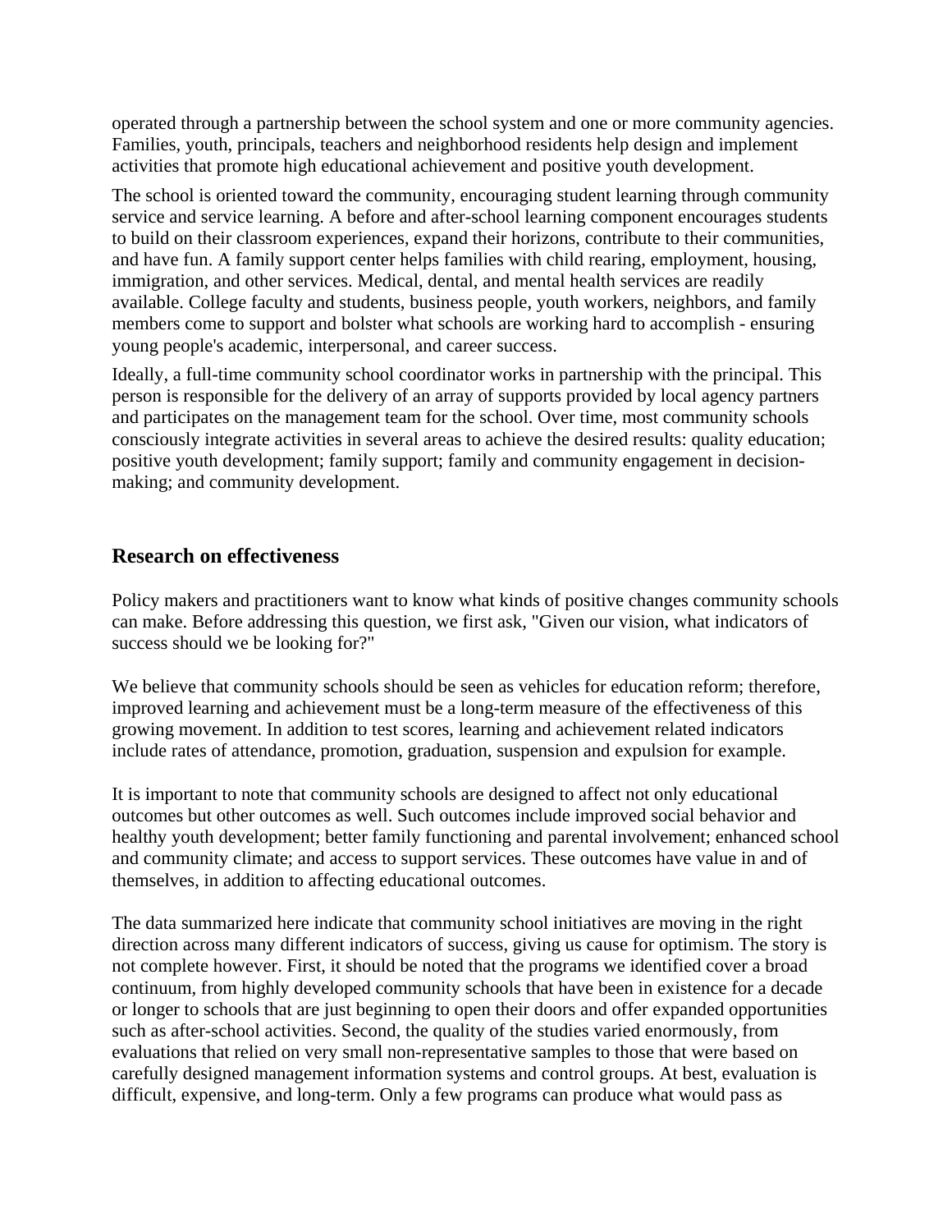operated through a partnership between the school system and one or more community agencies. Families, youth, principals, teachers and neighborhood residents help design and implement activities that promote high educational achievement and positive youth development.

The school is oriented toward the community, encouraging student learning through community service and service learning. A before and after-school learning component encourages students to build on their classroom experiences, expand their horizons, contribute to their communities, and have fun. A family support center helps families with child rearing, employment, housing, immigration, and other services. Medical, dental, and mental health services are readily available. College faculty and students, business people, youth workers, neighbors, and family members come to support and bolster what schools are working hard to accomplish - ensuring young people's academic, interpersonal, and career success.

Ideally, a full-time community school coordinator works in partnership with the principal. This person is responsible for the delivery of an array of supports provided by local agency partners and participates on the management team for the school. Over time, most community schools consciously integrate activities in several areas to achieve the desired results: quality education; positive youth development; family support; family and community engagement in decision-making; and community development.

## Research on effectiveness

Policy makers and practitioners want to know what kinds of positive changes community schools can make. Before addressing this question, we first ask, "Given our vision, what indicators of success should we be looking for?"

We believe that community schools should be seen as vehicles for education reform; therefore, improved learning and achievement must be a long-term measure of the effectiveness of this growing movement. In addition to test scores, learning and achievement related indicators include rates of attendance, promotion, graduation, suspension and expulsion for example.

It is important to note that community schools are designed to affect not only educational outcomes but other outcomes as well. Such outcomes include improved social behavior and healthy youth development; better family functioning and parental involvement; enhanced school and community climate; and access to support services. These outcomes have value in and of themselves, in addition to affecting educational outcomes.

The data summarized here indicate that community school initiatives are moving in the right direction across many different indicators of success, giving us cause for optimism. The story is not complete however. First, it should be noted that the programs we identified cover a broad continuum, from highly developed community schools that have been in existence for a decade or longer to schools that are just beginning to open their doors and offer expanded opportunities such as after-school activities. Second, the quality of the studies varied enormously, from evaluations that relied on very small non-representative samples to those that were based on carefully designed management information systems and control groups. At best, evaluation is difficult, expensive, and long-term. Only a few programs can produce what would pass as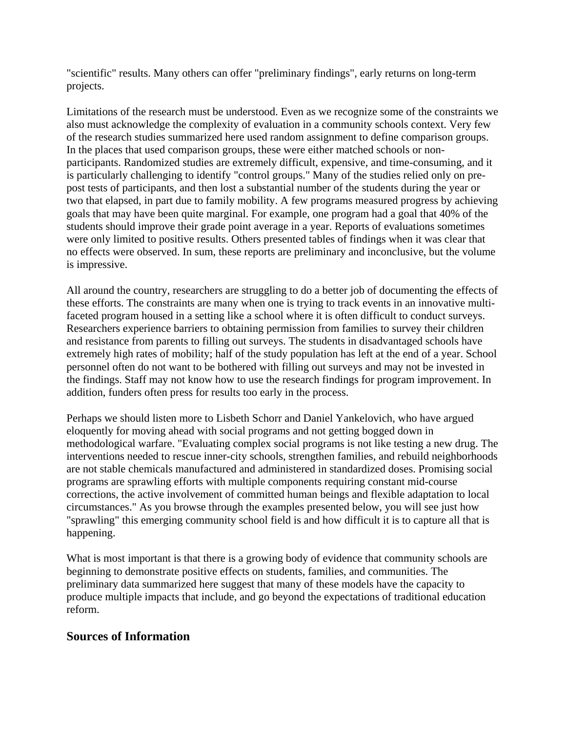"scientific" results. Many others can offer "preliminary findings", early returns on long-term projects.

Limitations of the research must be understood. Even as we recognize some of the constraints we also must acknowledge the complexity of evaluation in a community schools context. Very few of the research studies summarized here used random assignment to define comparison groups. In the places that used comparison groups, these were either matched schools or non-participants. Randomized studies are extremely difficult, expensive, and time-consuming, and it is particularly challenging to identify "control groups." Many of the studies relied only on pre-post tests of participants, and then lost a substantial number of the students during the year or two that elapsed, in part due to family mobility. A few programs measured progress by achieving goals that may have been quite marginal. For example, one program had a goal that 40% of the students should improve their grade point average in a year. Reports of evaluations sometimes were only limited to positive results. Others presented tables of findings when it was clear that no effects were observed. In sum, these reports are preliminary and inconclusive, but the volume is impressive.

All around the country, researchers are struggling to do a better job of documenting the effects of these efforts. The constraints are many when one is trying to track events in an innovative multi-faceted program housed in a setting like a school where it is often difficult to conduct surveys. Researchers experience barriers to obtaining permission from families to survey their children and resistance from parents to filling out surveys. The students in disadvantaged schools have extremely high rates of mobility; half of the study population has left at the end of a year. School personnel often do not want to be bothered with filling out surveys and may not be invested in the findings. Staff may not know how to use the research findings for program improvement. In addition, funders often press for results too early in the process.

Perhaps we should listen more to Lisbeth Schorr and Daniel Yankelovich, who have argued eloquently for moving ahead with social programs and not getting bogged down in methodological warfare. "Evaluating complex social programs is not like testing a new drug. The interventions needed to rescue inner-city schools, strengthen families, and rebuild neighborhoods are not stable chemicals manufactured and administered in standardized doses. Promising social programs are sprawling efforts with multiple components requiring constant mid-course corrections, the active involvement of committed human beings and flexible adaptation to local circumstances." As you browse through the examples presented below, you will see just how "sprawling" this emerging community school field is and how difficult it is to capture all that is happening.

What is most important is that there is a growing body of evidence that community schools are beginning to demonstrate positive effects on students, families, and communities. The preliminary data summarized here suggest that many of these models have the capacity to produce multiple impacts that include, and go beyond the expectations of traditional education reform.

## Sources of Information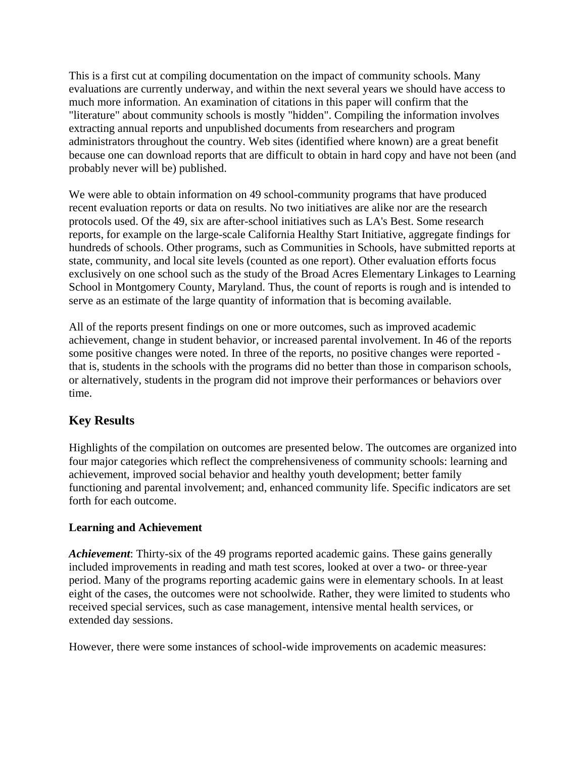This is a first cut at compiling documentation on the impact of community schools. Many evaluations are currently underway, and within the next several years we should have access to much more information. An examination of citations in this paper will confirm that the "literature" about community schools is mostly "hidden". Compiling the information involves extracting annual reports and unpublished documents from researchers and program administrators throughout the country. Web sites (identified where known) are a great benefit because one can download reports that are difficult to obtain in hard copy and have not been (and probably never will be) published.

We were able to obtain information on 49 school-community programs that have produced recent evaluation reports or data on results. No two initiatives are alike nor are the research protocols used. Of the 49, six are after-school initiatives such as LA's Best. Some research reports, for example on the large-scale California Healthy Start Initiative, aggregate findings for hundreds of schools. Other programs, such as Communities in Schools, have submitted reports at state, community, and local site levels (counted as one report). Other evaluation efforts focus exclusively on one school such as the study of the Broad Acres Elementary Linkages to Learning School in Montgomery County, Maryland. Thus, the count of reports is rough and is intended to serve as an estimate of the large quantity of information that is becoming available.

All of the reports present findings on one or more outcomes, such as improved academic achievement, change in student behavior, or increased parental involvement. In 46 of the reports some positive changes were noted. In three of the reports, no positive changes were reported - that is, students in the schools with the programs did no better than those in comparison schools, or alternatively, students in the program did not improve their performances or behaviors over time.

## Key Results

Highlights of the compilation on outcomes are presented below. The outcomes are organized into four major categories which reflect the comprehensiveness of community schools: learning and achievement, improved social behavior and healthy youth development; better family functioning and parental involvement; and, enhanced community life. Specific indicators are set forth for each outcome.

### Learning and Achievement

***Achievement***: Thirty-six of the 49 programs reported academic gains. These gains generally included improvements in reading and math test scores, looked at over a two- or three-year period. Many of the programs reporting academic gains were in elementary schools. In at least eight of the cases, the outcomes were not schoolwide. Rather, they were limited to students who received special services, such as case management, intensive mental health services, or extended day sessions.

However, there were some instances of school-wide improvements on academic measures: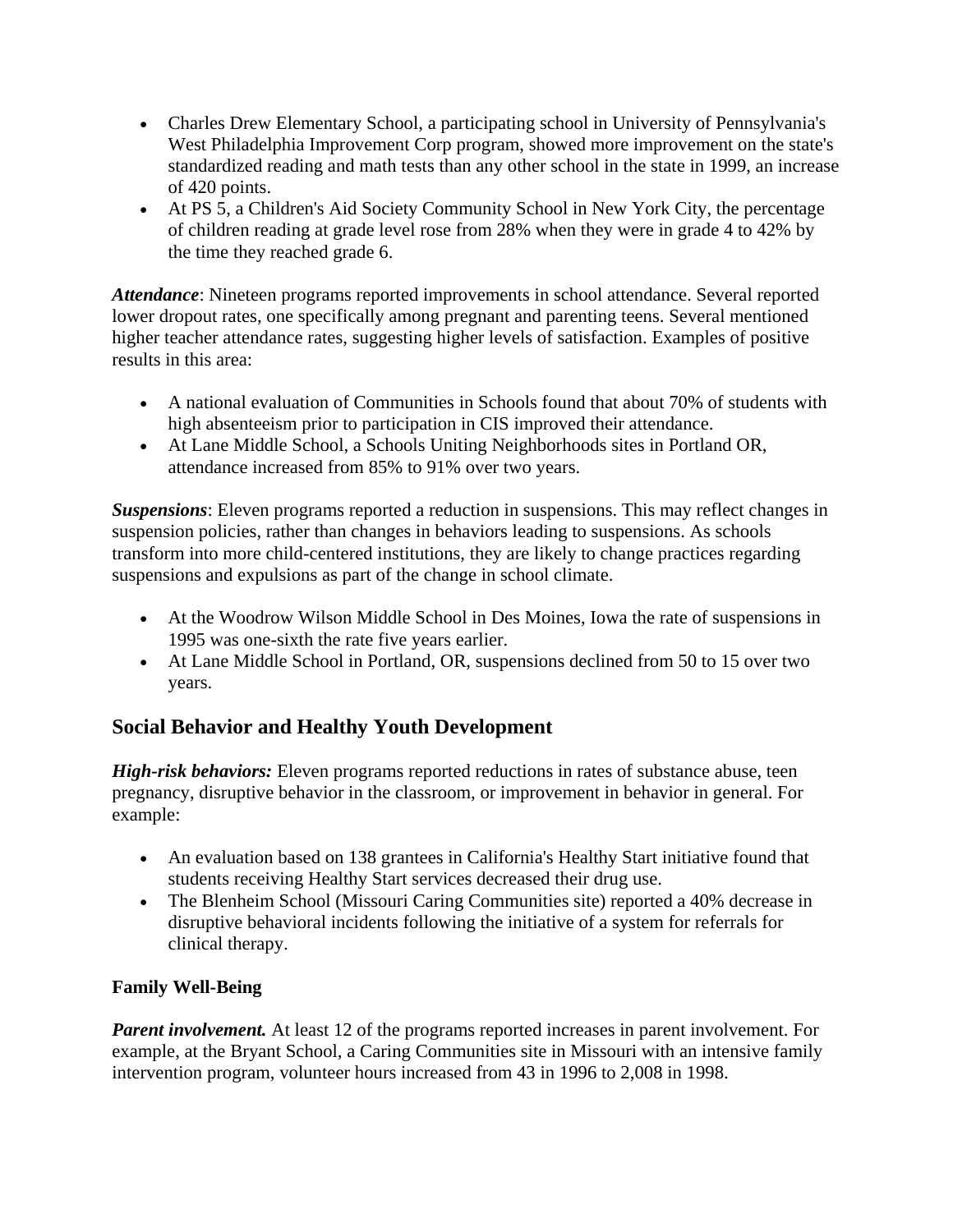- Charles Drew Elementary School, a participating school in University of Pennsylvania's West Philadelphia Improvement Corp program, showed more improvement on the state's standardized reading and math tests than any other school in the state in 1999, an increase of 420 points.
- At PS 5, a Children's Aid Society Community School in New York City, the percentage of children reading at grade level rose from 28% when they were in grade 4 to 42% by the time they reached grade 6.

***Attendance***: Nineteen programs reported improvements in school attendance. Several reported lower dropout rates, one specifically among pregnant and parenting teens. Several mentioned higher teacher attendance rates, suggesting higher levels of satisfaction. Examples of positive results in this area:

- A national evaluation of Communities in Schools found that about 70% of students with high absenteeism prior to participation in CIS improved their attendance.
- At Lane Middle School, a Schools Uniting Neighborhoods sites in Portland OR, attendance increased from 85% to 91% over two years.

***Suspensions***: Eleven programs reported a reduction in suspensions. This may reflect changes in suspension policies, rather than changes in behaviors leading to suspensions. As schools transform into more child-centered institutions, they are likely to change practices regarding suspensions and expulsions as part of the change in school climate.

- At the Woodrow Wilson Middle School in Des Moines, Iowa the rate of suspensions in 1995 was one-sixth the rate five years earlier.
- At Lane Middle School in Portland, OR, suspensions declined from 50 to 15 over two years.

## Social Behavior and Healthy Youth Development

***High-risk behaviors:*** Eleven programs reported reductions in rates of substance abuse, teen pregnancy, disruptive behavior in the classroom, or improvement in behavior in general. For example:

- An evaluation based on 138 grantees in California's Healthy Start initiative found that students receiving Healthy Start services decreased their drug use.
- The Blenheim School (Missouri Caring Communities site) reported a 40% decrease in disruptive behavioral incidents following the initiative of a system for referrals for clinical therapy.

**Family Well-Being**

***Parent involvement.*** At least 12 of the programs reported increases in parent involvement. For example, at the Bryant School, a Caring Communities site in Missouri with an intensive family intervention program, volunteer hours increased from 43 in 1996 to 2,008 in 1998.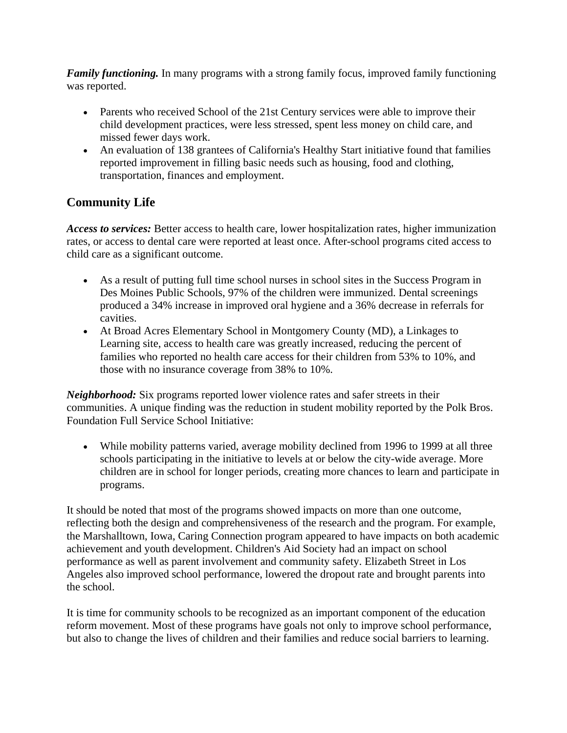***Family functioning.*** In many programs with a strong family focus, improved family functioning was reported.

- Parents who received School of the 21st Century services were able to improve their child development practices, were less stressed, spent less money on child care, and missed fewer days work.
- An evaluation of 138 grantees of California's Healthy Start initiative found that families reported improvement in filling basic needs such as housing, food and clothing, transportation, finances and employment.

## Community Life

***Access to services:*** Better access to health care, lower hospitalization rates, higher immunization rates, or access to dental care were reported at least once. After-school programs cited access to child care as a significant outcome.

- As a result of putting full time school nurses in school sites in the Success Program in Des Moines Public Schools, 97% of the children were immunized. Dental screenings produced a 34% increase in improved oral hygiene and a 36% decrease in referrals for cavities.
- At Broad Acres Elementary School in Montgomery County (MD), a Linkages to Learning site, access to health care was greatly increased, reducing the percent of families who reported no health care access for their children from 53% to 10%, and those with no insurance coverage from 38% to 10%.

***Neighborhood:*** Six programs reported lower violence rates and safer streets in their communities. A unique finding was the reduction in student mobility reported by the Polk Bros. Foundation Full Service School Initiative:

- While mobility patterns varied, average mobility declined from 1996 to 1999 at all three schools participating in the initiative to levels at or below the city-wide average. More children are in school for longer periods, creating more chances to learn and participate in programs.

It should be noted that most of the programs showed impacts on more than one outcome, reflecting both the design and comprehensiveness of the research and the program. For example, the Marshalltown, Iowa, Caring Connection program appeared to have impacts on both academic achievement and youth development. Children's Aid Society had an impact on school performance as well as parent involvement and community safety. Elizabeth Street in Los Angeles also improved school performance, lowered the dropout rate and brought parents into the school.

It is time for community schools to be recognized as an important component of the education reform movement. Most of these programs have goals not only to improve school performance, but also to change the lives of children and their families and reduce social barriers to learning.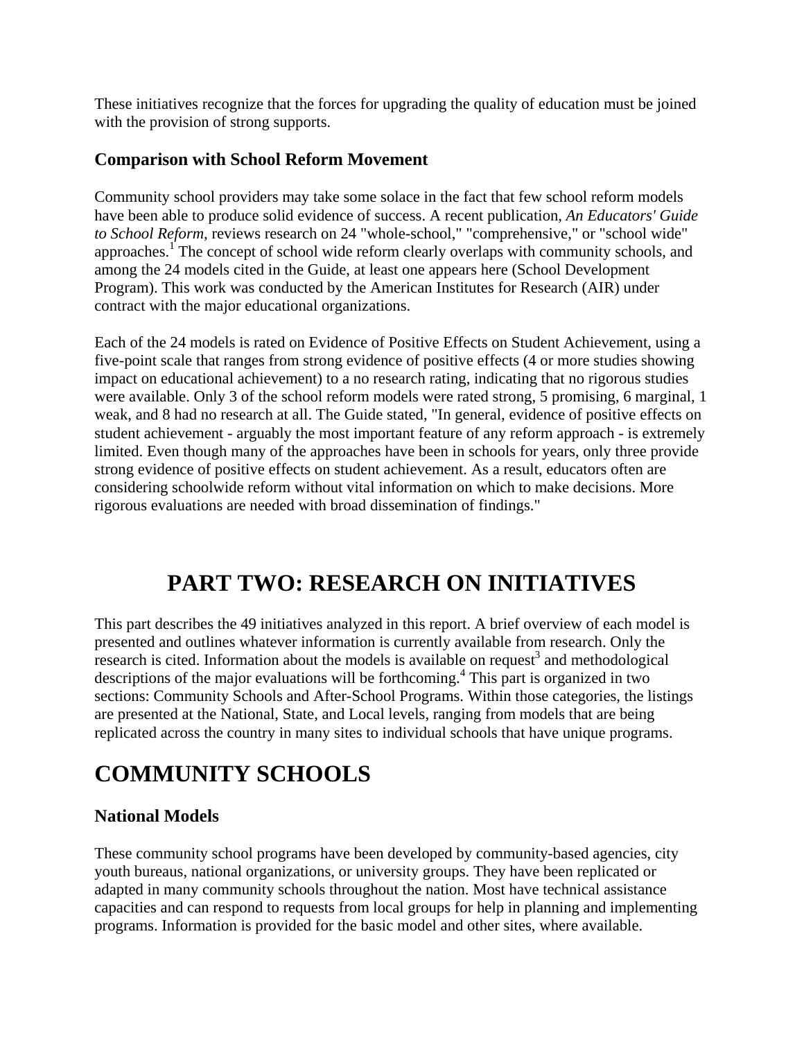These initiatives recognize that the forces for upgrading the quality of education must be joined with the provision of strong supports.

### Comparison with School Reform Movement

Community school providers may take some solace in the fact that few school reform models have been able to produce solid evidence of success. A recent publication, *An Educators' Guide to School Reform*, reviews research on 24 "whole-school," "comprehensive," or "school wide" approaches.[1] The concept of school wide reform clearly overlaps with community schools, and among the 24 models cited in the Guide, at least one appears here (School Development Program). This work was conducted by the American Institutes for Research (AIR) under contract with the major educational organizations.

Each of the 24 models is rated on Evidence of Positive Effects on Student Achievement, using a five-point scale that ranges from strong evidence of positive effects (4 or more studies showing impact on educational achievement) to a no research rating, indicating that no rigorous studies were available. Only 3 of the school reform models were rated strong, 5 promising, 6 marginal, 1 weak, and 8 had no research at all. The Guide stated, "In general, evidence of positive effects on student achievement - arguably the most important feature of any reform approach - is extremely limited. Even though many of the approaches have been in schools for years, only three provide strong evidence of positive effects on student achievement. As a result, educators often are considering schoolwide reform without vital information on which to make decisions. More rigorous evaluations are needed with broad dissemination of findings."

# PART TWO: RESEARCH ON INITIATIVES

This part describes the 49 initiatives analyzed in this report. A brief overview of each model is presented and outlines whatever information is currently available from research. Only the research is cited. Information about the models is available on request[3] and methodological descriptions of the major evaluations will be forthcoming.[4] This part is organized in two sections: Community Schools and After-School Programs. Within those categories, the listings are presented at the National, State, and Local levels, ranging from models that are being replicated across the country in many sites to individual schools that have unique programs.

## COMMUNITY SCHOOLS

### National Models

These community school programs have been developed by community-based agencies, city youth bureaus, national organizations, or university groups. They have been replicated or adapted in many community schools throughout the nation. Most have technical assistance capacities and can respond to requests from local groups for help in planning and implementing programs. Information is provided for the basic model and other sites, where available.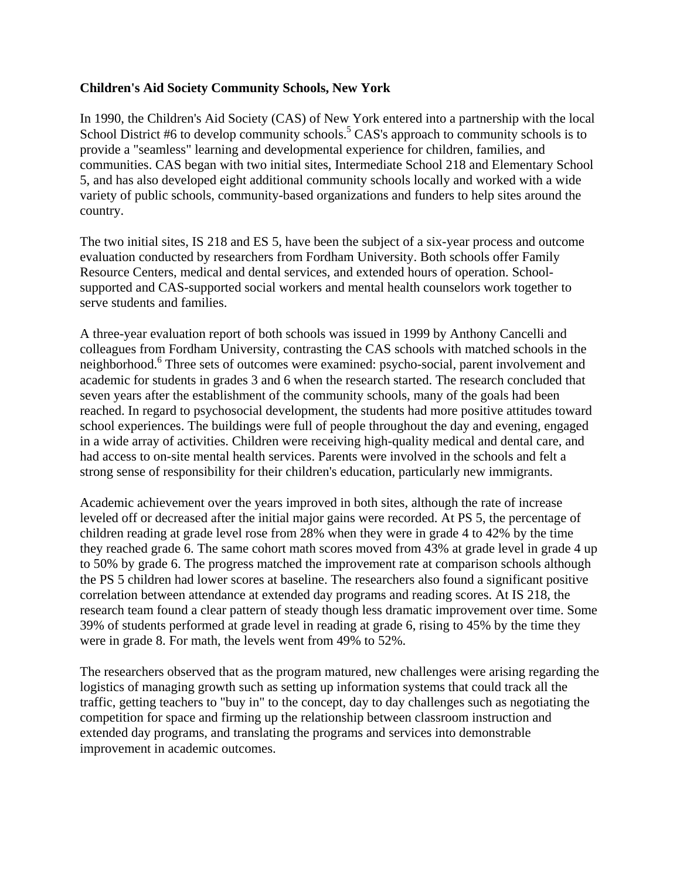**Children's Aid Society Community Schools, New York**

In 1990, the Children's Aid Society (CAS) of New York entered into a partnership with the local School District #6 to develop community schools.[5] CAS's approach to community schools is to provide a "seamless" learning and developmental experience for children, families, and communities. CAS began with two initial sites, Intermediate School 218 and Elementary School 5, and has also developed eight additional community schools locally and worked with a wide variety of public schools, community-based organizations and funders to help sites around the country.

The two initial sites, IS 218 and ES 5, have been the subject of a six-year process and outcome evaluation conducted by researchers from Fordham University. Both schools offer Family Resource Centers, medical and dental services, and extended hours of operation. School-supported and CAS-supported social workers and mental health counselors work together to serve students and families.

A three-year evaluation report of both schools was issued in 1999 by Anthony Cancelli and colleagues from Fordham University, contrasting the CAS schools with matched schools in the neighborhood.[6] Three sets of outcomes were examined: psycho-social, parent involvement and academic for students in grades 3 and 6 when the research started. The research concluded that seven years after the establishment of the community schools, many of the goals had been reached. In regard to psychosocial development, the students had more positive attitudes toward school experiences. The buildings were full of people throughout the day and evening, engaged in a wide array of activities. Children were receiving high-quality medical and dental care, and had access to on-site mental health services. Parents were involved in the schools and felt a strong sense of responsibility for their children's education, particularly new immigrants.

Academic achievement over the years improved in both sites, although the rate of increase leveled off or decreased after the initial major gains were recorded. At PS 5, the percentage of children reading at grade level rose from 28% when they were in grade 4 to 42% by the time they reached grade 6. The same cohort math scores moved from 43% at grade level in grade 4 up to 50% by grade 6. The progress matched the improvement rate at comparison schools although the PS 5 children had lower scores at baseline. The researchers also found a significant positive correlation between attendance at extended day programs and reading scores. At IS 218, the research team found a clear pattern of steady though less dramatic improvement over time. Some 39% of students performed at grade level in reading at grade 6, rising to 45% by the time they were in grade 8. For math, the levels went from 49% to 52%.

The researchers observed that as the program matured, new challenges were arising regarding the logistics of managing growth such as setting up information systems that could track all the traffic, getting teachers to "buy in" to the concept, day to day challenges such as negotiating the competition for space and firming up the relationship between classroom instruction and extended day programs, and translating the programs and services into demonstrable improvement in academic outcomes.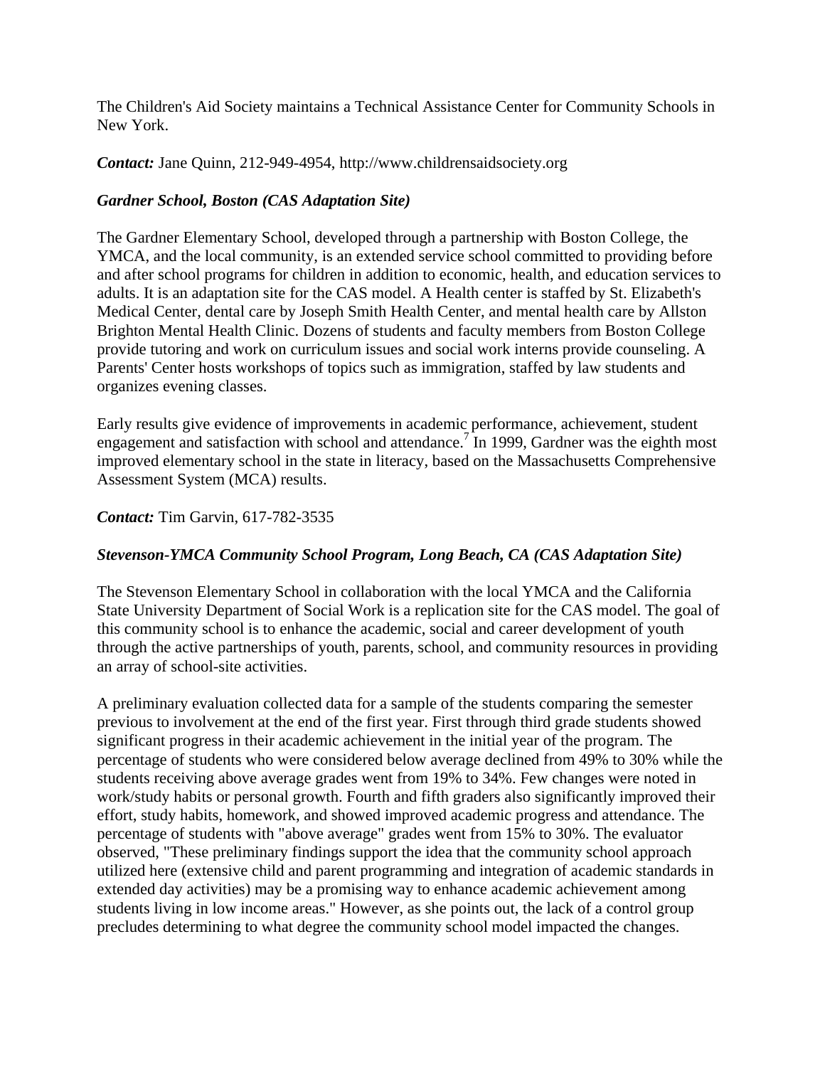The Children's Aid Society maintains a Technical Assistance Center for Community Schools in New York.

***Contact:*** Jane Quinn, 212-949-4954, http://www.childrensaidsociety.org

### *Gardner School, Boston (CAS Adaptation Site)*

The Gardner Elementary School, developed through a partnership with Boston College, the YMCA, and the local community, is an extended service school committed to providing before and after school programs for children in addition to economic, health, and education services to adults. It is an adaptation site for the CAS model. A Health center is staffed by St. Elizabeth's Medical Center, dental care by Joseph Smith Health Center, and mental health care by Allston Brighton Mental Health Clinic. Dozens of students and faculty members from Boston College provide tutoring and work on curriculum issues and social work interns provide counseling. A Parents' Center hosts workshops of topics such as immigration, staffed by law students and organizes evening classes.

Early results give evidence of improvements in academic performance, achievement, student engagement and satisfaction with school and attendance.[7] In 1999, Gardner was the eighth most improved elementary school in the state in literacy, based on the Massachusetts Comprehensive Assessment System (MCA) results.

***Contact:*** Tim Garvin, 617-782-3535

### *Stevenson-YMCA Community School Program, Long Beach, CA (CAS Adaptation Site)*

The Stevenson Elementary School in collaboration with the local YMCA and the California State University Department of Social Work is a replication site for the CAS model. The goal of this community school is to enhance the academic, social and career development of youth through the active partnerships of youth, parents, school, and community resources in providing an array of school-site activities.

A preliminary evaluation collected data for a sample of the students comparing the semester previous to involvement at the end of the first year. First through third grade students showed significant progress in their academic achievement in the initial year of the program. The percentage of students who were considered below average declined from 49% to 30% while the students receiving above average grades went from 19% to 34%. Few changes were noted in work/study habits or personal growth. Fourth and fifth graders also significantly improved their effort, study habits, homework, and showed improved academic progress and attendance. The percentage of students with "above average" grades went from 15% to 30%. The evaluator observed, "These preliminary findings support the idea that the community school approach utilized here (extensive child and parent programming and integration of academic standards in extended day activities) may be a promising way to enhance academic achievement among students living in low income areas." However, as she points out, the lack of a control group precludes determining to what degree the community school model impacted the changes.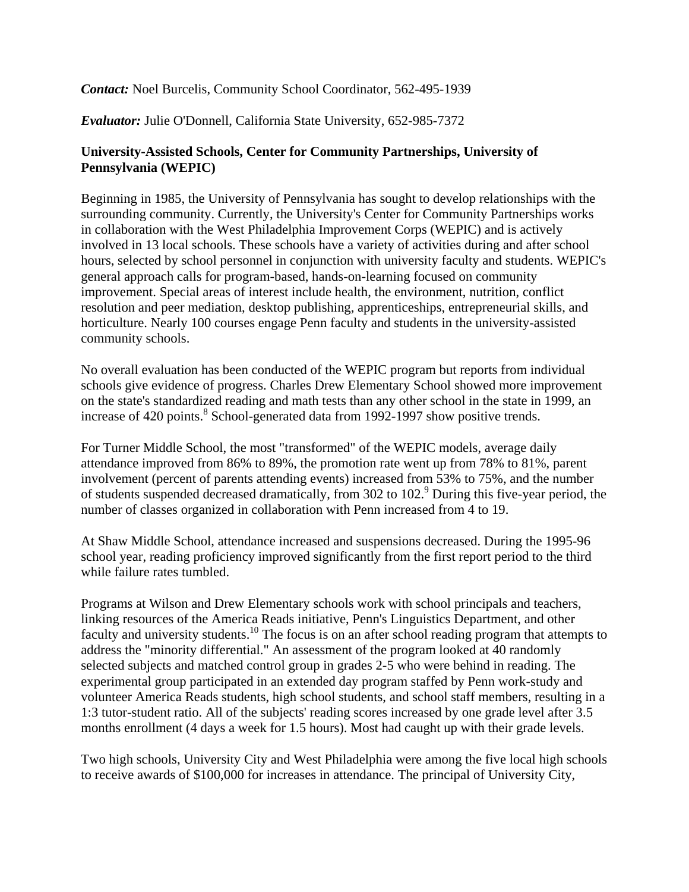***Contact:*** Noel Burcelis, Community School Coordinator, 562-495-1939

***Evaluator:*** Julie O'Donnell, California State University, 652-985-7372

**University-Assisted Schools, Center for Community Partnerships, University of Pennsylvania (WEPIC)**

Beginning in 1985, the University of Pennsylvania has sought to develop relationships with the surrounding community. Currently, the University's Center for Community Partnerships works in collaboration with the West Philadelphia Improvement Corps (WEPIC) and is actively involved in 13 local schools. These schools have a variety of activities during and after school hours, selected by school personnel in conjunction with university faculty and students. WEPIC's general approach calls for program-based, hands-on-learning focused on community improvement. Special areas of interest include health, the environment, nutrition, conflict resolution and peer mediation, desktop publishing, apprenticeships, entrepreneurial skills, and horticulture. Nearly 100 courses engage Penn faculty and students in the university-assisted community schools.

No overall evaluation has been conducted of the WEPIC program but reports from individual schools give evidence of progress. Charles Drew Elementary School showed more improvement on the state's standardized reading and math tests than any other school in the state in 1999, an increase of 420 points.[8] School-generated data from 1992-1997 show positive trends.

For Turner Middle School, the most "transformed" of the WEPIC models, average daily attendance improved from 86% to 89%, the promotion rate went up from 78% to 81%, parent involvement (percent of parents attending events) increased from 53% to 75%, and the number of students suspended decreased dramatically, from 302 to 102.[9] During this five-year period, the number of classes organized in collaboration with Penn increased from 4 to 19.

At Shaw Middle School, attendance increased and suspensions decreased. During the 1995-96 school year, reading proficiency improved significantly from the first report period to the third while failure rates tumbled.

Programs at Wilson and Drew Elementary schools work with school principals and teachers, linking resources of the America Reads initiative, Penn's Linguistics Department, and other faculty and university students.[10] The focus is on an after school reading program that attempts to address the "minority differential." An assessment of the program looked at 40 randomly selected subjects and matched control group in grades 2-5 who were behind in reading. The experimental group participated in an extended day program staffed by Penn work-study and volunteer America Reads students, high school students, and school staff members, resulting in a 1:3 tutor-student ratio. All of the subjects' reading scores increased by one grade level after 3.5 months enrollment (4 days a week for 1.5 hours). Most had caught up with their grade levels.

Two high schools, University City and West Philadelphia were among the five local high schools to receive awards of $100,000 for increases in attendance. The principal of University City,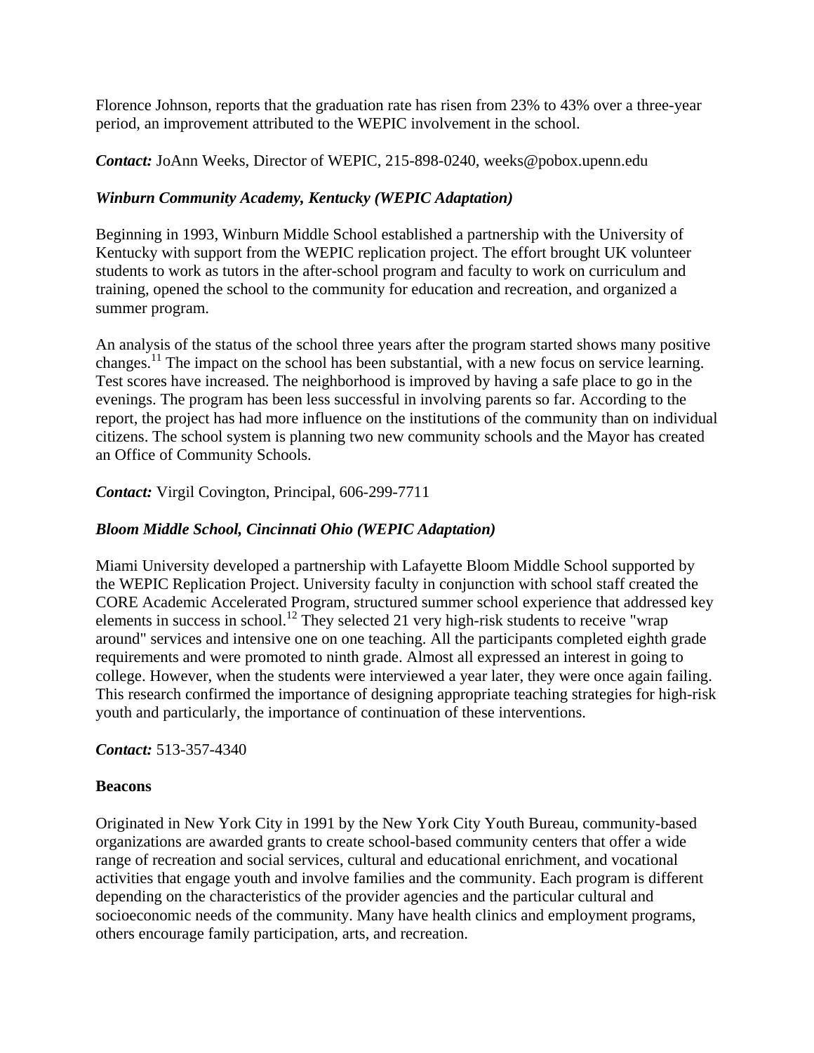Florence Johnson, reports that the graduation rate has risen from 23% to 43% over a three-year period, an improvement attributed to the WEPIC involvement in the school.

***Contact:*** JoAnn Weeks, Director of WEPIC, 215-898-0240, weeks@pobox.upenn.edu

***Winburn Community Academy, Kentucky (WEPIC Adaptation)***

Beginning in 1993, Winburn Middle School established a partnership with the University of Kentucky with support from the WEPIC replication project. The effort brought UK volunteer students to work as tutors in the after-school program and faculty to work on curriculum and training, opened the school to the community for education and recreation, and organized a summer program.

An analysis of the status of the school three years after the program started shows many positive changes.[11] The impact on the school has been substantial, with a new focus on service learning. Test scores have increased. The neighborhood is improved by having a safe place to go in the evenings. The program has been less successful in involving parents so far. According to the report, the project has had more influence on the institutions of the community than on individual citizens. The school system is planning two new community schools and the Mayor has created an Office of Community Schools.

***Contact:*** Virgil Covington, Principal, 606-299-7711

***Bloom Middle School, Cincinnati Ohio (WEPIC Adaptation)***

Miami University developed a partnership with Lafayette Bloom Middle School supported by the WEPIC Replication Project. University faculty in conjunction with school staff created the CORE Academic Accelerated Program, structured summer school experience that addressed key elements in success in school.[12] They selected 21 very high-risk students to receive "wrap around" services and intensive one on one teaching. All the participants completed eighth grade requirements and were promoted to ninth grade. Almost all expressed an interest in going to college. However, when the students were interviewed a year later, they were once again failing. This research confirmed the importance of designing appropriate teaching strategies for high-risk youth and particularly, the importance of continuation of these interventions.

***Contact:*** 513-357-4340

**Beacons**

Originated in New York City in 1991 by the New York City Youth Bureau, community-based organizations are awarded grants to create school-based community centers that offer a wide range of recreation and social services, cultural and educational enrichment, and vocational activities that engage youth and involve families and the community. Each program is different depending on the characteristics of the provider agencies and the particular cultural and socioeconomic needs of the community. Many have health clinics and employment programs, others encourage family participation, arts, and recreation.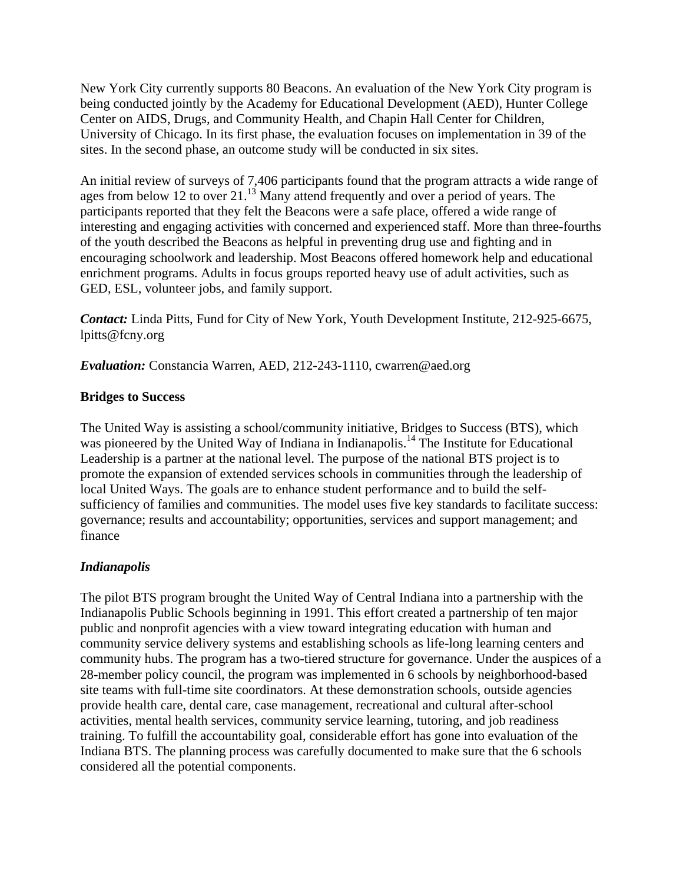New York City currently supports 80 Beacons. An evaluation of the New York City program is being conducted jointly by the Academy for Educational Development (AED), Hunter College Center on AIDS, Drugs, and Community Health, and Chapin Hall Center for Children, University of Chicago. In its first phase, the evaluation focuses on implementation in 39 of the sites. In the second phase, an outcome study will be conducted in six sites.

An initial review of surveys of 7,406 participants found that the program attracts a wide range of ages from below 12 to over 21.[13] Many attend frequently and over a period of years. The participants reported that they felt the Beacons were a safe place, offered a wide range of interesting and engaging activities with concerned and experienced staff. More than three-fourths of the youth described the Beacons as helpful in preventing drug use and fighting and in encouraging schoolwork and leadership. Most Beacons offered homework help and educational enrichment programs. Adults in focus groups reported heavy use of adult activities, such as GED, ESL, volunteer jobs, and family support.

***Contact:*** Linda Pitts, Fund for City of New York, Youth Development Institute, 212-925-6675, lpitts@fcny.org

***Evaluation:*** Constancia Warren, AED, 212-243-1110, cwarren@aed.org

**Bridges to Success**

The United Way is assisting a school/community initiative, Bridges to Success (BTS), which was pioneered by the United Way of Indiana in Indianapolis.[14] The Institute for Educational Leadership is a partner at the national level. The purpose of the national BTS project is to promote the expansion of extended services schools in communities through the leadership of local United Ways. The goals are to enhance student performance and to build the self-sufficiency of families and communities. The model uses five key standards to facilitate success: governance; results and accountability; opportunities, services and support management; and finance

***Indianapolis***

The pilot BTS program brought the United Way of Central Indiana into a partnership with the Indianapolis Public Schools beginning in 1991. This effort created a partnership of ten major public and nonprofit agencies with a view toward integrating education with human and community service delivery systems and establishing schools as life-long learning centers and community hubs. The program has a two-tiered structure for governance. Under the auspices of a 28-member policy council, the program was implemented in 6 schools by neighborhood-based site teams with full-time site coordinators. At these demonstration schools, outside agencies provide health care, dental care, case management, recreational and cultural after-school activities, mental health services, community service learning, tutoring, and job readiness training. To fulfill the accountability goal, considerable effort has gone into evaluation of the Indiana BTS. The planning process was carefully documented to make sure that the 6 schools considered all the potential components.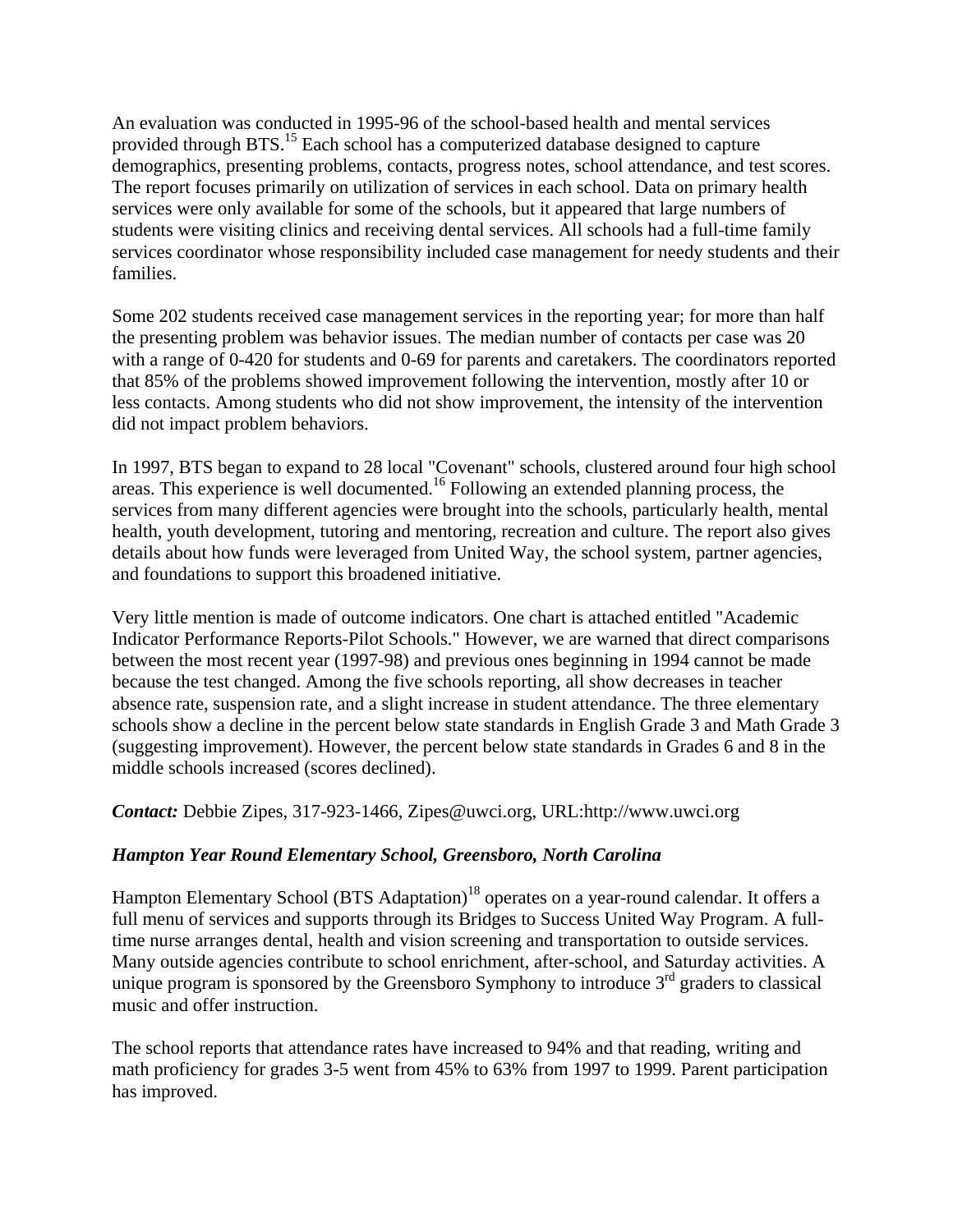An evaluation was conducted in 1995-96 of the school-based health and mental services provided through BTS.[15] Each school has a computerized database designed to capture demographics, presenting problems, contacts, progress notes, school attendance, and test scores. The report focuses primarily on utilization of services in each school. Data on primary health services were only available for some of the schools, but it appeared that large numbers of students were visiting clinics and receiving dental services. All schools had a full-time family services coordinator whose responsibility included case management for needy students and their families.

Some 202 students received case management services in the reporting year; for more than half the presenting problem was behavior issues. The median number of contacts per case was 20 with a range of 0-420 for students and 0-69 for parents and caretakers. The coordinators reported that 85% of the problems showed improvement following the intervention, mostly after 10 or less contacts. Among students who did not show improvement, the intensity of the intervention did not impact problem behaviors.

In 1997, BTS began to expand to 28 local "Covenant" schools, clustered around four high school areas. This experience is well documented.[16] Following an extended planning process, the services from many different agencies were brought into the schools, particularly health, mental health, youth development, tutoring and mentoring, recreation and culture. The report also gives details about how funds were leveraged from United Way, the school system, partner agencies, and foundations to support this broadened initiative.

Very little mention is made of outcome indicators. One chart is attached entitled "Academic Indicator Performance Reports-Pilot Schools." However, we are warned that direct comparisons between the most recent year (1997-98) and previous ones beginning in 1994 cannot be made because the test changed. Among the five schools reporting, all show decreases in teacher absence rate, suspension rate, and a slight increase in student attendance. The three elementary schools show a decline in the percent below state standards in English Grade 3 and Math Grade 3 (suggesting improvement). However, the percent below state standards in Grades 6 and 8 in the middle schools increased (scores declined).

***Contact:*** Debbie Zipes, 317-923-1466, Zipes@uwci.org, URL:http://www.uwci.org

### *Hampton Year Round Elementary School, Greensboro, North Carolina*

Hampton Elementary School (BTS Adaptation)[18] operates on a year-round calendar. It offers a full menu of services and supports through its Bridges to Success United Way Program. A full-time nurse arranges dental, health and vision screening and transportation to outside services. Many outside agencies contribute to school enrichment, after-school, and Saturday activities. A unique program is sponsored by the Greensboro Symphony to introduce 3rd graders to classical music and offer instruction.

The school reports that attendance rates have increased to 94% and that reading, writing and math proficiency for grades 3-5 went from 45% to 63% from 1997 to 1999. Parent participation has improved.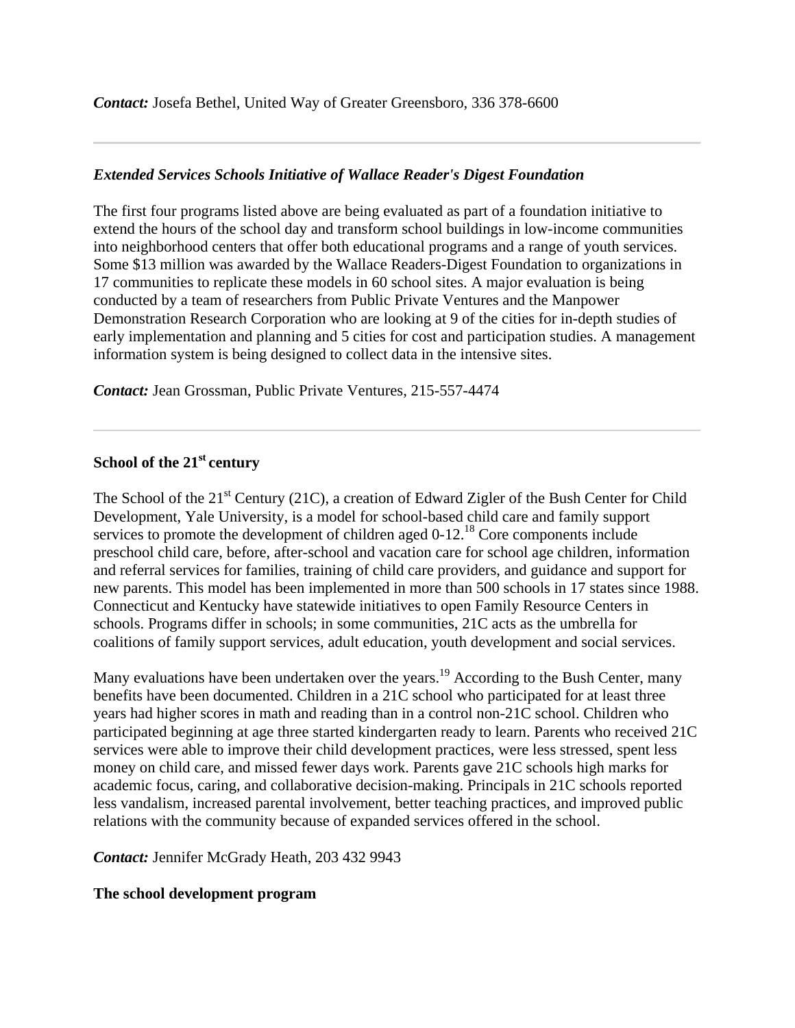***Contact:*** Josefa Bethel, United Way of Greater Greensboro, 336 378-6600

---

### *Extended Services Schools Initiative of Wallace Reader's Digest Foundation*

The first four programs listed above are being evaluated as part of a foundation initiative to extend the hours of the school day and transform school buildings in low-income communities into neighborhood centers that offer both educational programs and a range of youth services. Some $13 million was awarded by the Wallace Readers-Digest Foundation to organizations in 17 communities to replicate these models in 60 school sites. A major evaluation is being conducted by a team of researchers from Public Private Ventures and the Manpower Demonstration Research Corporation who are looking at 9 of the cities for in-depth studies of early implementation and planning and 5 cities for cost and participation studies. A management information system is being designed to collect data in the intensive sites.

***Contact:*** Jean Grossman, Public Private Ventures, 215-557-4474

---

### School of the 21st century

The School of the 21st Century (21C), a creation of Edward Zigler of the Bush Center for Child Development, Yale University, is a model for school-based child care and family support services to promote the development of children aged 0-12.[18] Core components include preschool child care, before, after-school and vacation care for school age children, information and referral services for families, training of child care providers, and guidance and support for new parents. This model has been implemented in more than 500 schools in 17 states since 1988. Connecticut and Kentucky have statewide initiatives to open Family Resource Centers in schools. Programs differ in schools; in some communities, 21C acts as the umbrella for coalitions of family support services, adult education, youth development and social services.

Many evaluations have been undertaken over the years.[19] According to the Bush Center, many benefits have been documented. Children in a 21C school who participated for at least three years had higher scores in math and reading than in a control non-21C school. Children who participated beginning at age three started kindergarten ready to learn. Parents who received 21C services were able to improve their child development practices, were less stressed, spent less money on child care, and missed fewer days work. Parents gave 21C schools high marks for academic focus, caring, and collaborative decision-making. Principals in 21C schools reported less vandalism, increased parental involvement, better teaching practices, and improved public relations with the community because of expanded services offered in the school.

***Contact:*** Jennifer McGrady Heath, 203 432 9943

### The school development program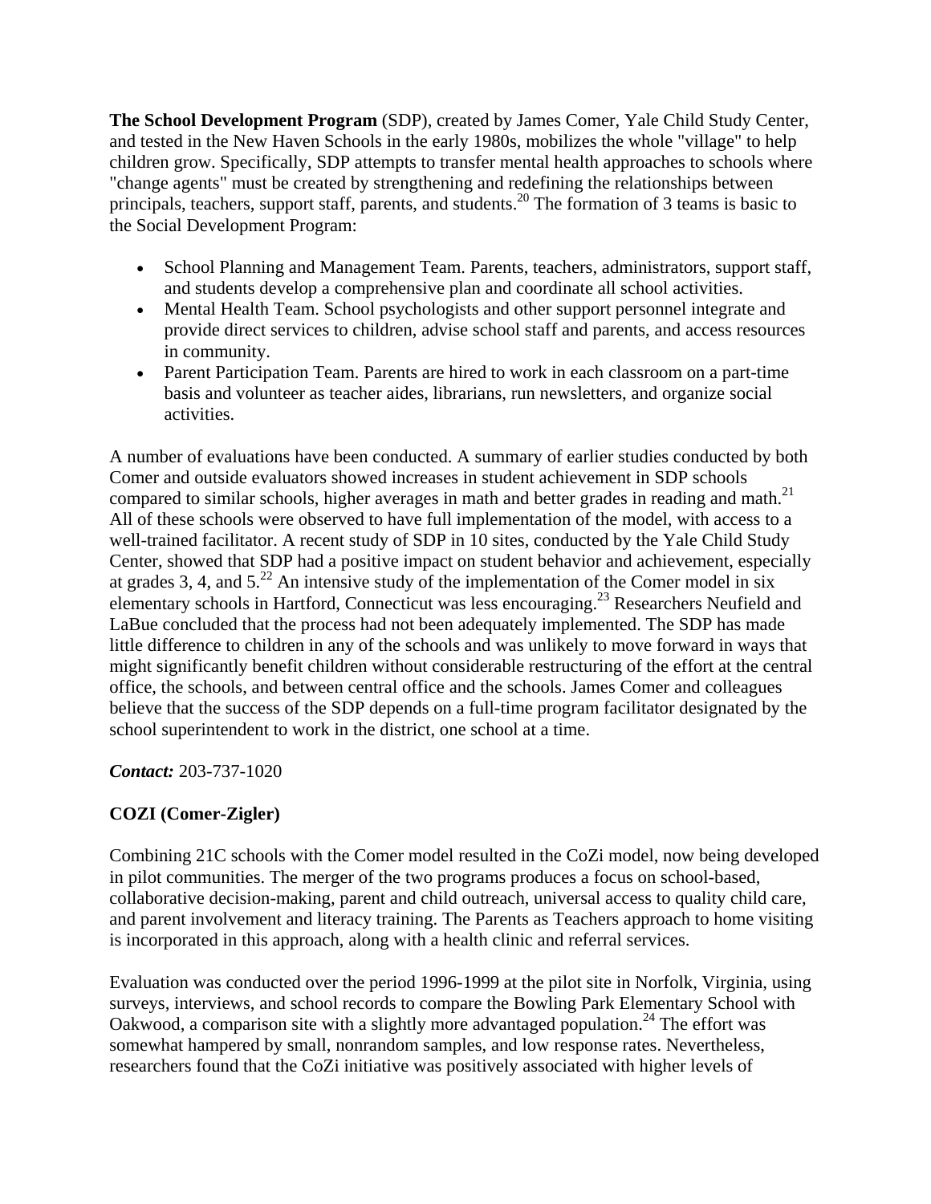**The School Development Program** (SDP), created by James Comer, Yale Child Study Center, and tested in the New Haven Schools in the early 1980s, mobilizes the whole "village" to help children grow. Specifically, SDP attempts to transfer mental health approaches to schools where "change agents" must be created by strengthening and redefining the relationships between principals, teachers, support staff, parents, and students.[20] The formation of 3 teams is basic to the Social Development Program:

- School Planning and Management Team. Parents, teachers, administrators, support staff, and students develop a comprehensive plan and coordinate all school activities.
- Mental Health Team. School psychologists and other support personnel integrate and provide direct services to children, advise school staff and parents, and access resources in community.
- Parent Participation Team. Parents are hired to work in each classroom on a part-time basis and volunteer as teacher aides, librarians, run newsletters, and organize social activities.

A number of evaluations have been conducted. A summary of earlier studies conducted by both Comer and outside evaluators showed increases in student achievement in SDP schools compared to similar schools, higher averages in math and better grades in reading and math.[21] All of these schools were observed to have full implementation of the model, with access to a well-trained facilitator. A recent study of SDP in 10 sites, conducted by the Yale Child Study Center, showed that SDP had a positive impact on student behavior and achievement, especially at grades 3, 4, and 5.[22] An intensive study of the implementation of the Comer model in six elementary schools in Hartford, Connecticut was less encouraging.[23] Researchers Neufield and LaBue concluded that the process had not been adequately implemented. The SDP has made little difference to children in any of the schools and was unlikely to move forward in ways that might significantly benefit children without considerable restructuring of the effort at the central office, the schools, and between central office and the schools. James Comer and colleagues believe that the success of the SDP depends on a full-time program facilitator designated by the school superintendent to work in the district, one school at a time.

***Contact:*** 203-737-1020

**COZI (Comer-Zigler)**

Combining 21C schools with the Comer model resulted in the CoZi model, now being developed in pilot communities. The merger of the two programs produces a focus on school-based, collaborative decision-making, parent and child outreach, universal access to quality child care, and parent involvement and literacy training. The Parents as Teachers approach to home visiting is incorporated in this approach, along with a health clinic and referral services.

Evaluation was conducted over the period 1996-1999 at the pilot site in Norfolk, Virginia, using surveys, interviews, and school records to compare the Bowling Park Elementary School with Oakwood, a comparison site with a slightly more advantaged population.[24] The effort was somewhat hampered by small, nonrandom samples, and low response rates. Nevertheless, researchers found that the CoZi initiative was positively associated with higher levels of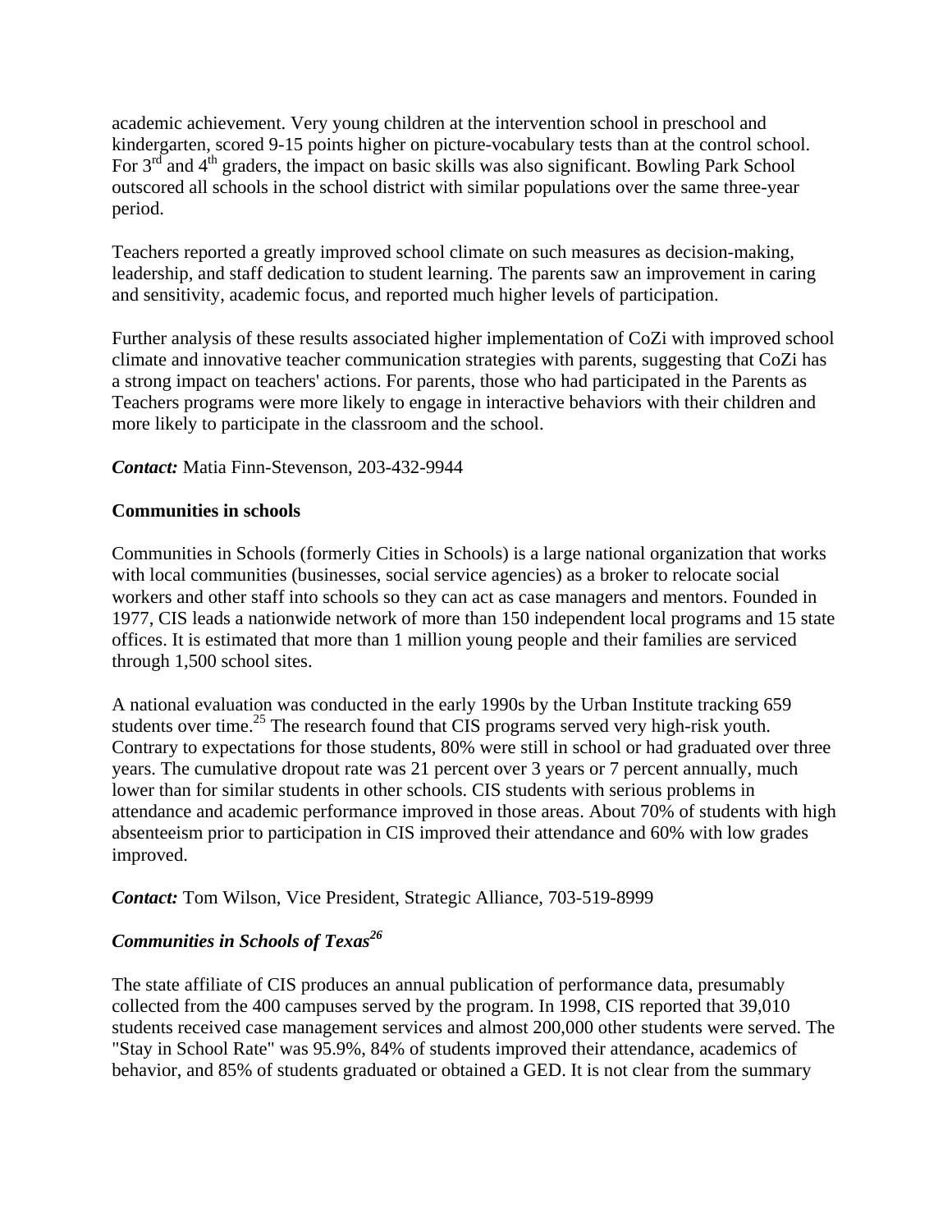academic achievement. Very young children at the intervention school in preschool and kindergarten, scored 9-15 points higher on picture-vocabulary tests than at the control school. For 3rd and 4th graders, the impact on basic skills was also significant. Bowling Park School outscored all schools in the school district with similar populations over the same three-year period.

Teachers reported a greatly improved school climate on such measures as decision-making, leadership, and staff dedication to student learning. The parents saw an improvement in caring and sensitivity, academic focus, and reported much higher levels of participation.

Further analysis of these results associated higher implementation of CoZi with improved school climate and innovative teacher communication strategies with parents, suggesting that CoZi has a strong impact on teachers' actions. For parents, those who had participated in the Parents as Teachers programs were more likely to engage in interactive behaviors with their children and more likely to participate in the classroom and the school.

***Contact:*** Matia Finn-Stevenson, 203-432-9944

**Communities in schools**

Communities in Schools (formerly Cities in Schools) is a large national organization that works with local communities (businesses, social service agencies) as a broker to relocate social workers and other staff into schools so they can act as case managers and mentors. Founded in 1977, CIS leads a nationwide network of more than 150 independent local programs and 15 state offices. It is estimated that more than 1 million young people and their families are serviced through 1,500 school sites.

A national evaluation was conducted in the early 1990s by the Urban Institute tracking 659 students over time.[25] The research found that CIS programs served very high-risk youth. Contrary to expectations for those students, 80% were still in school or had graduated over three years. The cumulative dropout rate was 21 percent over 3 years or 7 percent annually, much lower than for similar students in other schools. CIS students with serious problems in attendance and academic performance improved in those areas. About 70% of students with high absenteeism prior to participation in CIS improved their attendance and 60% with low grades improved.

***Contact:*** Tom Wilson, Vice President, Strategic Alliance, 703-519-8999

***Communities in Schools of Texas[26]***

The state affiliate of CIS produces an annual publication of performance data, presumably collected from the 400 campuses served by the program. In 1998, CIS reported that 39,010 students received case management services and almost 200,000 other students were served. The "Stay in School Rate" was 95.9%, 84% of students improved their attendance, academics of behavior, and 85% of students graduated or obtained a GED. It is not clear from the summary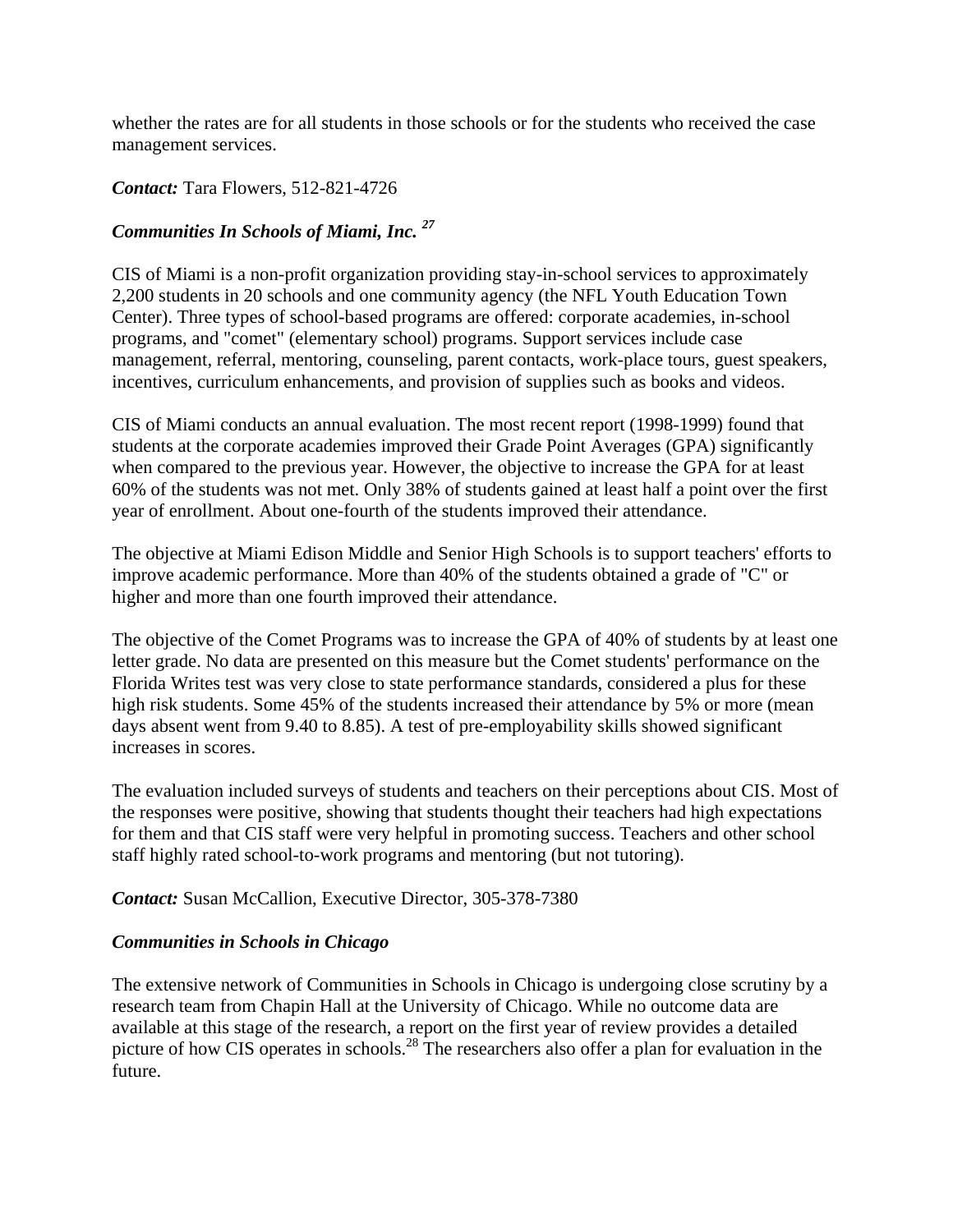whether the rates are for all students in those schools or for the students who received the case management services.

***Contact:*** Tara Flowers, 512-821-4726

***Communities In Schools of Miami, Inc.*** [27]

CIS of Miami is a non-profit organization providing stay-in-school services to approximately 2,200 students in 20 schools and one community agency (the NFL Youth Education Town Center). Three types of school-based programs are offered: corporate academies, in-school programs, and "comet" (elementary school) programs. Support services include case management, referral, mentoring, counseling, parent contacts, work-place tours, guest speakers, incentives, curriculum enhancements, and provision of supplies such as books and videos.

CIS of Miami conducts an annual evaluation. The most recent report (1998-1999) found that students at the corporate academies improved their Grade Point Averages (GPA) significantly when compared to the previous year. However, the objective to increase the GPA for at least 60% of the students was not met. Only 38% of students gained at least half a point over the first year of enrollment. About one-fourth of the students improved their attendance.

The objective at Miami Edison Middle and Senior High Schools is to support teachers' efforts to improve academic performance. More than 40% of the students obtained a grade of "C" or higher and more than one fourth improved their attendance.

The objective of the Comet Programs was to increase the GPA of 40% of students by at least one letter grade. No data are presented on this measure but the Comet students' performance on the Florida Writes test was very close to state performance standards, considered a plus for these high risk students. Some 45% of the students increased their attendance by 5% or more (mean days absent went from 9.40 to 8.85). A test of pre-employability skills showed significant increases in scores.

The evaluation included surveys of students and teachers on their perceptions about CIS. Most of the responses were positive, showing that students thought their teachers had high expectations for them and that CIS staff were very helpful in promoting success. Teachers and other school staff highly rated school-to-work programs and mentoring (but not tutoring).

***Contact:*** Susan McCallion, Executive Director, 305-378-7380

***Communities in Schools in Chicago***

The extensive network of Communities in Schools in Chicago is undergoing close scrutiny by a research team from Chapin Hall at the University of Chicago. While no outcome data are available at this stage of the research, a report on the first year of review provides a detailed picture of how CIS operates in schools.[28] The researchers also offer a plan for evaluation in the future.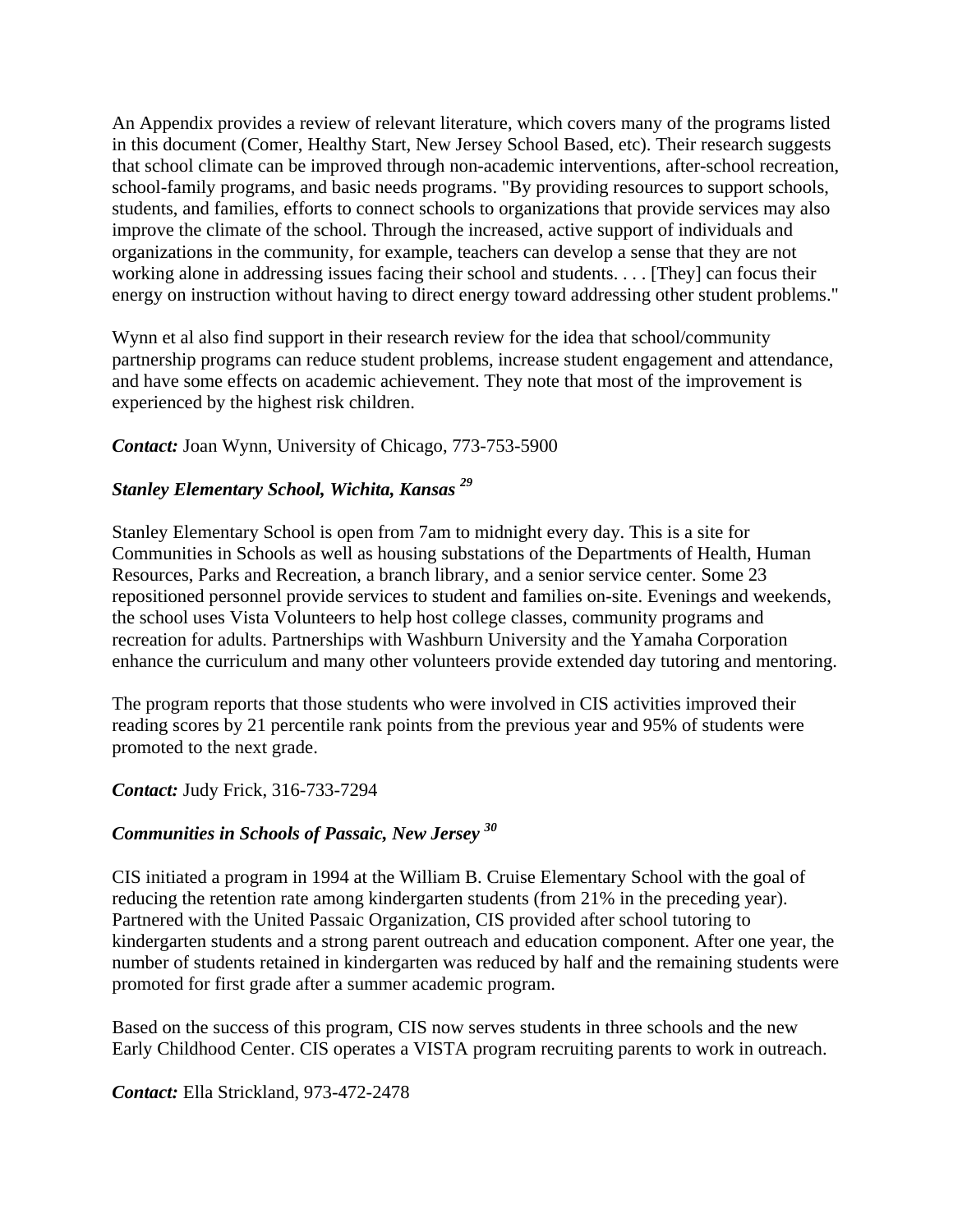An Appendix provides a review of relevant literature, which covers many of the programs listed in this document (Comer, Healthy Start, New Jersey School Based, etc). Their research suggests that school climate can be improved through non-academic interventions, after-school recreation, school-family programs, and basic needs programs. "By providing resources to support schools, students, and families, efforts to connect schools to organizations that provide services may also improve the climate of the school. Through the increased, active support of individuals and organizations in the community, for example, teachers can develop a sense that they are not working alone in addressing issues facing their school and students. . . . [They] can focus their energy on instruction without having to direct energy toward addressing other student problems."

Wynn et al also find support in their research review for the idea that school/community partnership programs can reduce student problems, increase student engagement and attendance, and have some effects on academic achievement. They note that most of the improvement is experienced by the highest risk children.

***Contact:*** Joan Wynn, University of Chicago, 773-753-5900

### *Stanley Elementary School, Wichita, Kansas* [29]

Stanley Elementary School is open from 7am to midnight every day. This is a site for Communities in Schools as well as housing substations of the Departments of Health, Human Resources, Parks and Recreation, a branch library, and a senior service center. Some 23 repositioned personnel provide services to student and families on-site. Evenings and weekends, the school uses Vista Volunteers to help host college classes, community programs and recreation for adults. Partnerships with Washburn University and the Yamaha Corporation enhance the curriculum and many other volunteers provide extended day tutoring and mentoring.

The program reports that those students who were involved in CIS activities improved their reading scores by 21 percentile rank points from the previous year and 95% of students were promoted to the next grade.

***Contact:*** Judy Frick, 316-733-7294

### *Communities in Schools of Passaic, New Jersey* [30]

CIS initiated a program in 1994 at the William B. Cruise Elementary School with the goal of reducing the retention rate among kindergarten students (from 21% in the preceding year). Partnered with the United Passaic Organization, CIS provided after school tutoring to kindergarten students and a strong parent outreach and education component. After one year, the number of students retained in kindergarten was reduced by half and the remaining students were promoted for first grade after a summer academic program.

Based on the success of this program, CIS now serves students in three schools and the new Early Childhood Center. CIS operates a VISTA program recruiting parents to work in outreach.

***Contact:*** Ella Strickland, 973-472-2478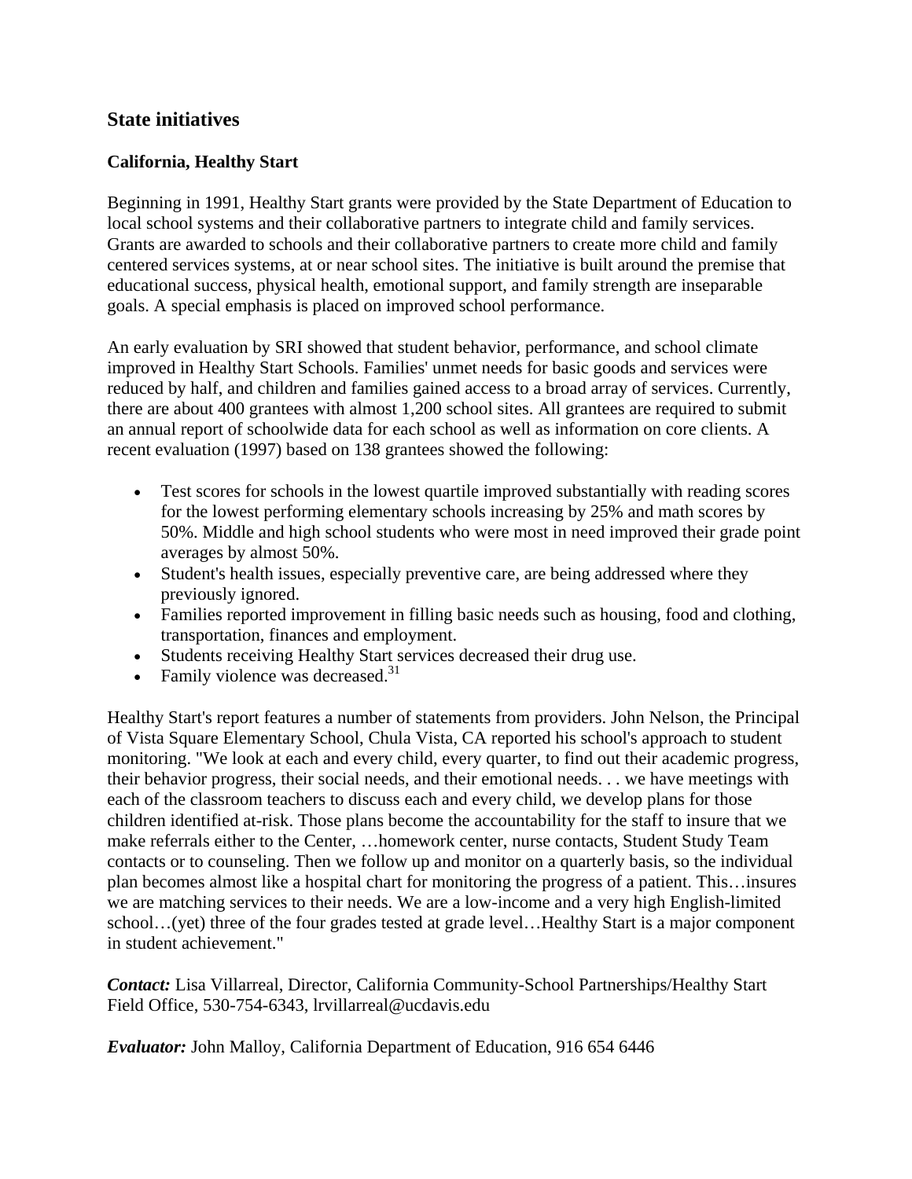## State initiatives

### California, Healthy Start

Beginning in 1991, Healthy Start grants were provided by the State Department of Education to local school systems and their collaborative partners to integrate child and family services. Grants are awarded to schools and their collaborative partners to create more child and family centered services systems, at or near school sites. The initiative is built around the premise that educational success, physical health, emotional support, and family strength are inseparable goals. A special emphasis is placed on improved school performance.

An early evaluation by SRI showed that student behavior, performance, and school climate improved in Healthy Start Schools. Families' unmet needs for basic goods and services were reduced by half, and children and families gained access to a broad array of services. Currently, there are about 400 grantees with almost 1,200 school sites. All grantees are required to submit an annual report of schoolwide data for each school as well as information on core clients. A recent evaluation (1997) based on 138 grantees showed the following:

- Test scores for schools in the lowest quartile improved substantially with reading scores for the lowest performing elementary schools increasing by 25% and math scores by 50%. Middle and high school students who were most in need improved their grade point averages by almost 50%.
- Student's health issues, especially preventive care, are being addressed where they previously ignored.
- Families reported improvement in filling basic needs such as housing, food and clothing, transportation, finances and employment.
- Students receiving Healthy Start services decreased their drug use.
- Family violence was decreased.[31]

Healthy Start's report features a number of statements from providers. John Nelson, the Principal of Vista Square Elementary School, Chula Vista, CA reported his school's approach to student monitoring. "We look at each and every child, every quarter, to find out their academic progress, their behavior progress, their social needs, and their emotional needs. . . we have meetings with each of the classroom teachers to discuss each and every child, we develop plans for those children identified at-risk. Those plans become the accountability for the staff to insure that we make referrals either to the Center, …homework center, nurse contacts, Student Study Team contacts or to counseling. Then we follow up and monitor on a quarterly basis, so the individual plan becomes almost like a hospital chart for monitoring the progress of a patient. This…insures we are matching services to their needs. We are a low-income and a very high English-limited school…(yet) three of the four grades tested at grade level…Healthy Start is a major component in student achievement."

***Contact:*** Lisa Villarreal, Director, California Community-School Partnerships/Healthy Start Field Office, 530-754-6343, lrvillarreal@ucdavis.edu

***Evaluator:*** John Malloy, California Department of Education, 916 654 6446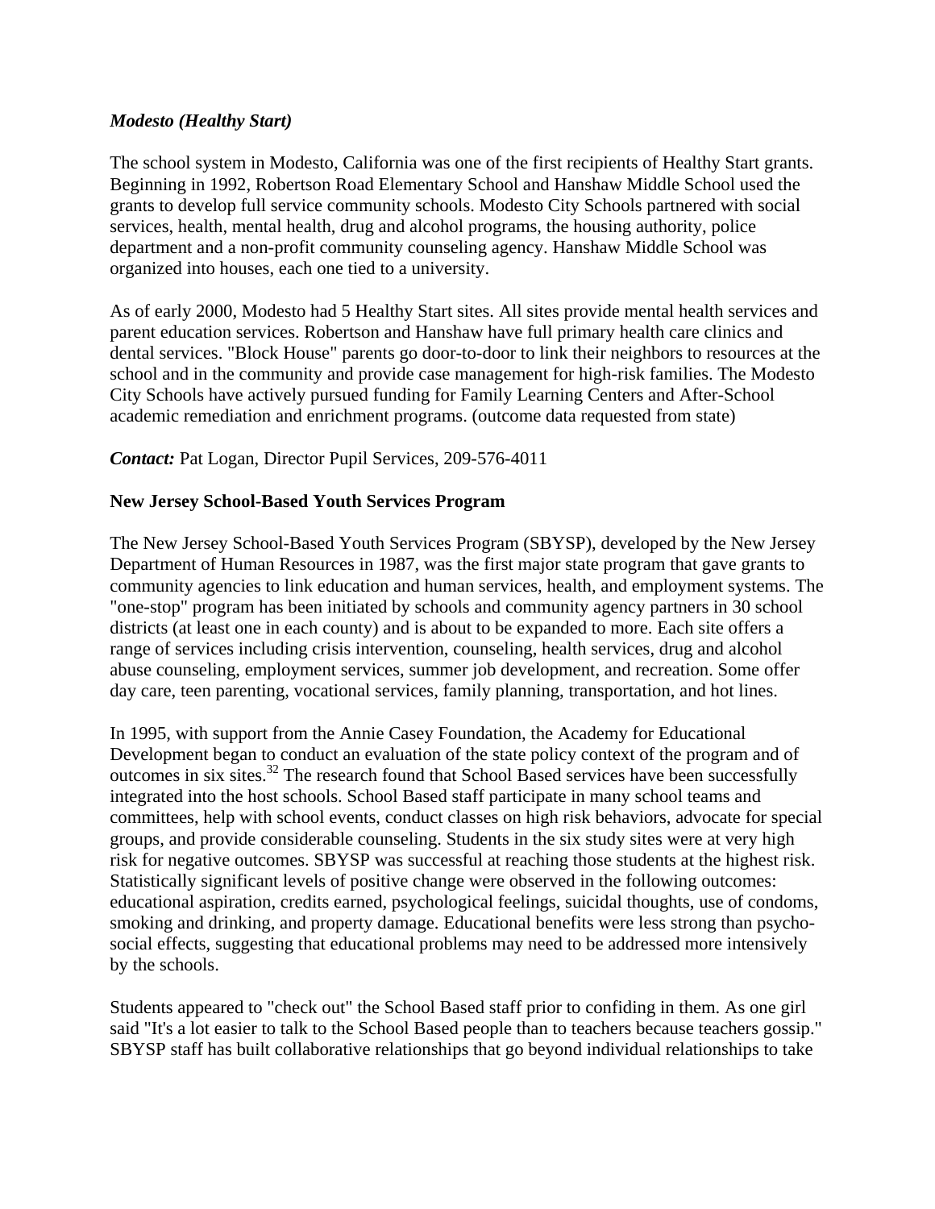***Modesto (Healthy Start)***

The school system in Modesto, California was one of the first recipients of Healthy Start grants. Beginning in 1992, Robertson Road Elementary School and Hanshaw Middle School used the grants to develop full service community schools. Modesto City Schools partnered with social services, health, mental health, drug and alcohol programs, the housing authority, police department and a non-profit community counseling agency. Hanshaw Middle School was organized into houses, each one tied to a university.

As of early 2000, Modesto had 5 Healthy Start sites. All sites provide mental health services and parent education services. Robertson and Hanshaw have full primary health care clinics and dental services. "Block House" parents go door-to-door to link their neighbors to resources at the school and in the community and provide case management for high-risk families. The Modesto City Schools have actively pursued funding for Family Learning Centers and After-School academic remediation and enrichment programs. (outcome data requested from state)

***Contact:*** Pat Logan, Director Pupil Services, 209-576-4011

**New Jersey School-Based Youth Services Program**

The New Jersey School-Based Youth Services Program (SBYSP), developed by the New Jersey Department of Human Resources in 1987, was the first major state program that gave grants to community agencies to link education and human services, health, and employment systems. The "one-stop" program has been initiated by schools and community agency partners in 30 school districts (at least one in each county) and is about to be expanded to more. Each site offers a range of services including crisis intervention, counseling, health services, drug and alcohol abuse counseling, employment services, summer job development, and recreation. Some offer day care, teen parenting, vocational services, family planning, transportation, and hot lines.

In 1995, with support from the Annie Casey Foundation, the Academy for Educational Development began to conduct an evaluation of the state policy context of the program and of outcomes in six sites.[32] The research found that School Based services have been successfully integrated into the host schools. School Based staff participate in many school teams and committees, help with school events, conduct classes on high risk behaviors, advocate for special groups, and provide considerable counseling. Students in the six study sites were at very high risk for negative outcomes. SBYSP was successful at reaching those students at the highest risk. Statistically significant levels of positive change were observed in the following outcomes: educational aspiration, credits earned, psychological feelings, suicidal thoughts, use of condoms, smoking and drinking, and property damage. Educational benefits were less strong than psycho-social effects, suggesting that educational problems may need to be addressed more intensively by the schools.

Students appeared to "check out" the School Based staff prior to confiding in them. As one girl said "It's a lot easier to talk to the School Based people than to teachers because teachers gossip." SBYSP staff has built collaborative relationships that go beyond individual relationships to take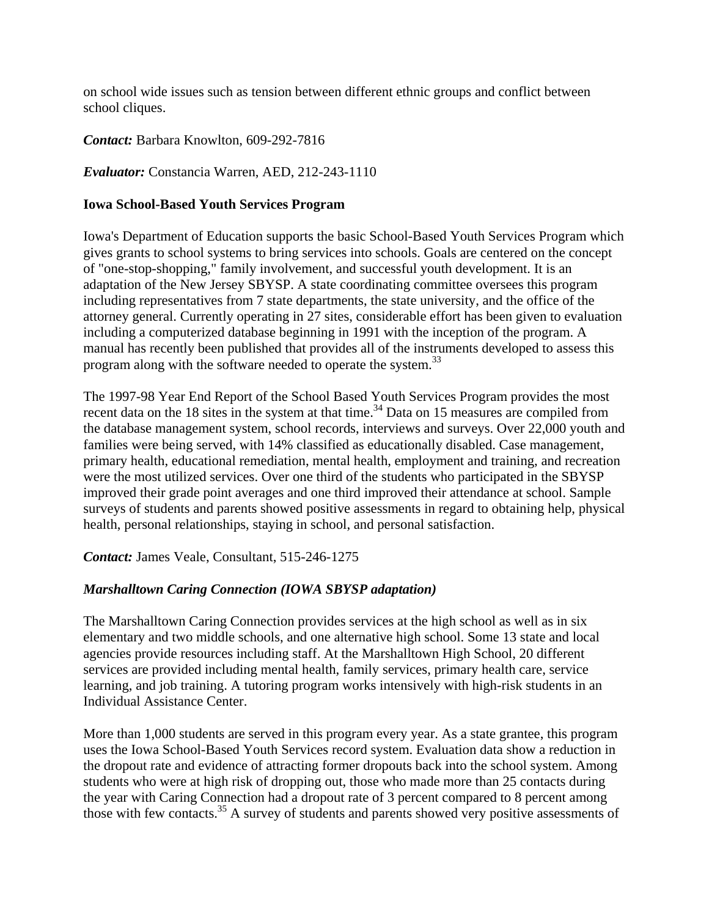on school wide issues such as tension between different ethnic groups and conflict between school cliques.

***Contact:*** Barbara Knowlton, 609-292-7816

***Evaluator:*** Constancia Warren, AED, 212-243-1110

**Iowa School-Based Youth Services Program**

Iowa's Department of Education supports the basic School-Based Youth Services Program which gives grants to school systems to bring services into schools. Goals are centered on the concept of "one-stop-shopping," family involvement, and successful youth development. It is an adaptation of the New Jersey SBYSP. A state coordinating committee oversees this program including representatives from 7 state departments, the state university, and the office of the attorney general. Currently operating in 27 sites, considerable effort has been given to evaluation including a computerized database beginning in 1991 with the inception of the program. A manual has recently been published that provides all of the instruments developed to assess this program along with the software needed to operate the system.[33]

The 1997-98 Year End Report of the School Based Youth Services Program provides the most recent data on the 18 sites in the system at that time.[34] Data on 15 measures are compiled from the database management system, school records, interviews and surveys. Over 22,000 youth and families were being served, with 14% classified as educationally disabled. Case management, primary health, educational remediation, mental health, employment and training, and recreation were the most utilized services. Over one third of the students who participated in the SBYSP improved their grade point averages and one third improved their attendance at school. Sample surveys of students and parents showed positive assessments in regard to obtaining help, physical health, personal relationships, staying in school, and personal satisfaction.

***Contact:*** James Veale, Consultant, 515-246-1275

***Marshalltown Caring Connection (IOWA SBYSP adaptation)***

The Marshalltown Caring Connection provides services at the high school as well as in six elementary and two middle schools, and one alternative high school. Some 13 state and local agencies provide resources including staff. At the Marshalltown High School, 20 different services are provided including mental health, family services, primary health care, service learning, and job training. A tutoring program works intensively with high-risk students in an Individual Assistance Center.

More than 1,000 students are served in this program every year. As a state grantee, this program uses the Iowa School-Based Youth Services record system. Evaluation data show a reduction in the dropout rate and evidence of attracting former dropouts back into the school system. Among students who were at high risk of dropping out, those who made more than 25 contacts during the year with Caring Connection had a dropout rate of 3 percent compared to 8 percent among those with few contacts.[35] A survey of students and parents showed very positive assessments of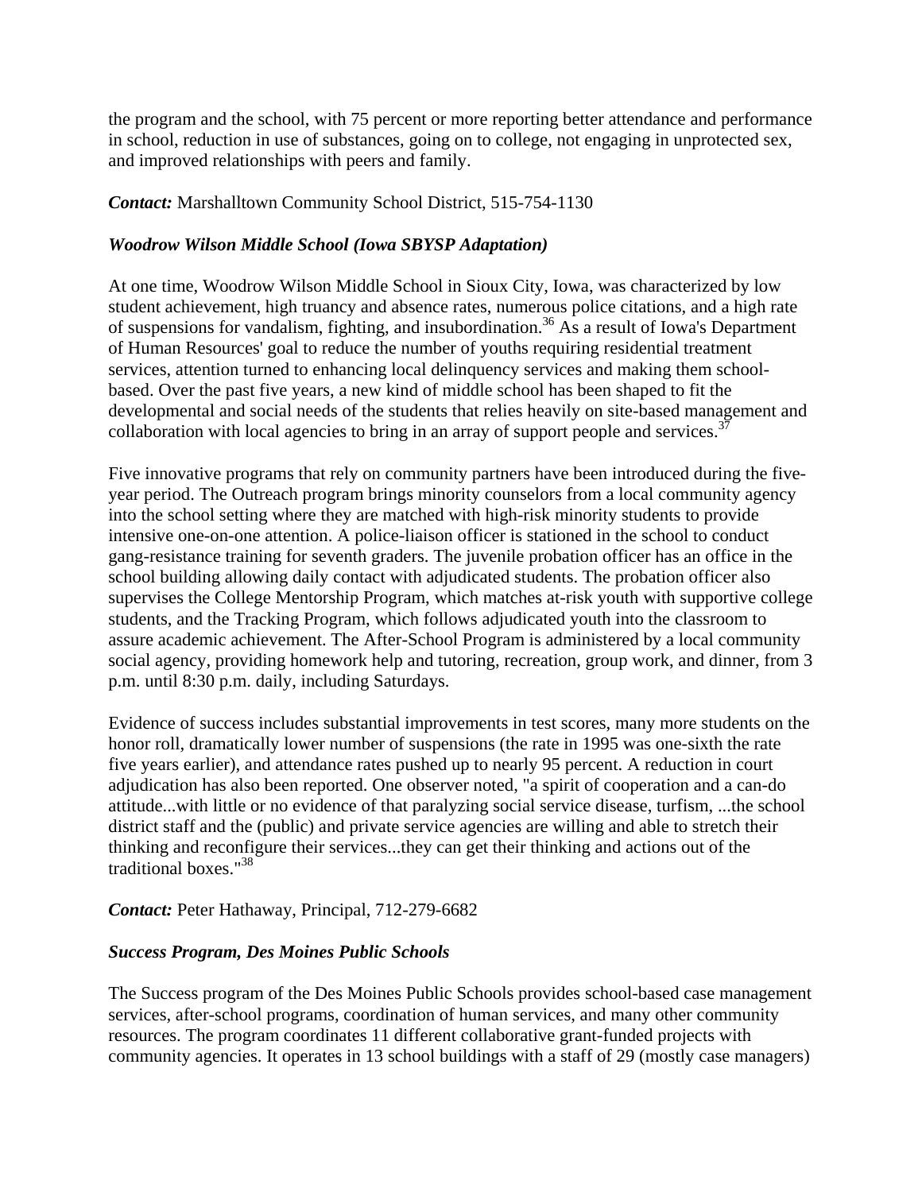the program and the school, with 75 percent or more reporting better attendance and performance in school, reduction in use of substances, going on to college, not engaging in unprotected sex, and improved relationships with peers and family.

***Contact:*** Marshalltown Community School District, 515-754-1130

### *Woodrow Wilson Middle School (Iowa SBYSP Adaptation)*

At one time, Woodrow Wilson Middle School in Sioux City, Iowa, was characterized by low student achievement, high truancy and absence rates, numerous police citations, and a high rate of suspensions for vandalism, fighting, and insubordination.[36] As a result of Iowa's Department of Human Resources' goal to reduce the number of youths requiring residential treatment services, attention turned to enhancing local delinquency services and making them school-based. Over the past five years, a new kind of middle school has been shaped to fit the developmental and social needs of the students that relies heavily on site-based management and collaboration with local agencies to bring in an array of support people and services.[37]

Five innovative programs that rely on community partners have been introduced during the five-year period. The Outreach program brings minority counselors from a local community agency into the school setting where they are matched with high-risk minority students to provide intensive one-on-one attention. A police-liaison officer is stationed in the school to conduct gang-resistance training for seventh graders. The juvenile probation officer has an office in the school building allowing daily contact with adjudicated students. The probation officer also supervises the College Mentorship Program, which matches at-risk youth with supportive college students, and the Tracking Program, which follows adjudicated youth into the classroom to assure academic achievement. The After-School Program is administered by a local community social agency, providing homework help and tutoring, recreation, group work, and dinner, from 3 p.m. until 8:30 p.m. daily, including Saturdays.

Evidence of success includes substantial improvements in test scores, many more students on the honor roll, dramatically lower number of suspensions (the rate in 1995 was one-sixth the rate five years earlier), and attendance rates pushed up to nearly 95 percent. A reduction in court adjudication has also been reported. One observer noted, "a spirit of cooperation and a can-do attitude...with little or no evidence of that paralyzing social service disease, turfism, ...the school district staff and the (public) and private service agencies are willing and able to stretch their thinking and reconfigure their services...they can get their thinking and actions out of the traditional boxes."[38]

***Contact:*** Peter Hathaway, Principal, 712-279-6682

### *Success Program, Des Moines Public Schools*

The Success program of the Des Moines Public Schools provides school-based case management services, after-school programs, coordination of human services, and many other community resources. The program coordinates 11 different collaborative grant-funded projects with community agencies. It operates in 13 school buildings with a staff of 29 (mostly case managers)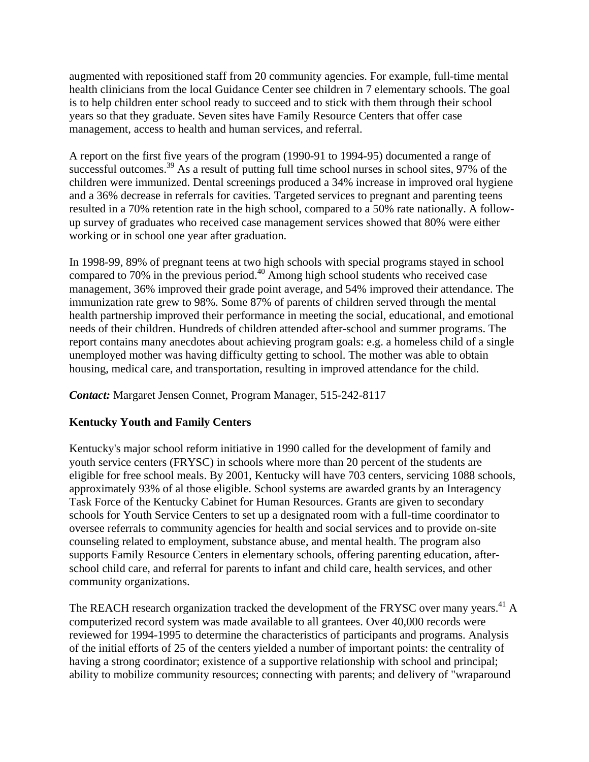augmented with repositioned staff from 20 community agencies. For example, full-time mental health clinicians from the local Guidance Center see children in 7 elementary schools. The goal is to help children enter school ready to succeed and to stick with them through their school years so that they graduate. Seven sites have Family Resource Centers that offer case management, access to health and human services, and referral.

A report on the first five years of the program (1990-91 to 1994-95) documented a range of successful outcomes.[39] As a result of putting full time school nurses in school sites, 97% of the children were immunized. Dental screenings produced a 34% increase in improved oral hygiene and a 36% decrease in referrals for cavities. Targeted services to pregnant and parenting teens resulted in a 70% retention rate in the high school, compared to a 50% rate nationally. A follow-up survey of graduates who received case management services showed that 80% were either working or in school one year after graduation.

In 1998-99, 89% of pregnant teens at two high schools with special programs stayed in school compared to 70% in the previous period.[40] Among high school students who received case management, 36% improved their grade point average, and 54% improved their attendance. The immunization rate grew to 98%. Some 87% of parents of children served through the mental health partnership improved their performance in meeting the social, educational, and emotional needs of their children. Hundreds of children attended after-school and summer programs. The report contains many anecdotes about achieving program goals: e.g. a homeless child of a single unemployed mother was having difficulty getting to school. The mother was able to obtain housing, medical care, and transportation, resulting in improved attendance for the child.

***Contact:*** Margaret Jensen Connet, Program Manager, 515-242-8117

**Kentucky Youth and Family Centers**

Kentucky's major school reform initiative in 1990 called for the development of family and youth service centers (FRYSC) in schools where more than 20 percent of the students are eligible for free school meals. By 2001, Kentucky will have 703 centers, servicing 1088 schools, approximately 93% of al those eligible. School systems are awarded grants by an Interagency Task Force of the Kentucky Cabinet for Human Resources. Grants are given to secondary schools for Youth Service Centers to set up a designated room with a full-time coordinator to oversee referrals to community agencies for health and social services and to provide on-site counseling related to employment, substance abuse, and mental health. The program also supports Family Resource Centers in elementary schools, offering parenting education, after-school child care, and referral for parents to infant and child care, health services, and other community organizations.

The REACH research organization tracked the development of the FRYSC over many years.[41] A computerized record system was made available to all grantees. Over 40,000 records were reviewed for 1994-1995 to determine the characteristics of participants and programs. Analysis of the initial efforts of 25 of the centers yielded a number of important points: the centrality of having a strong coordinator; existence of a supportive relationship with school and principal; ability to mobilize community resources; connecting with parents; and delivery of "wraparound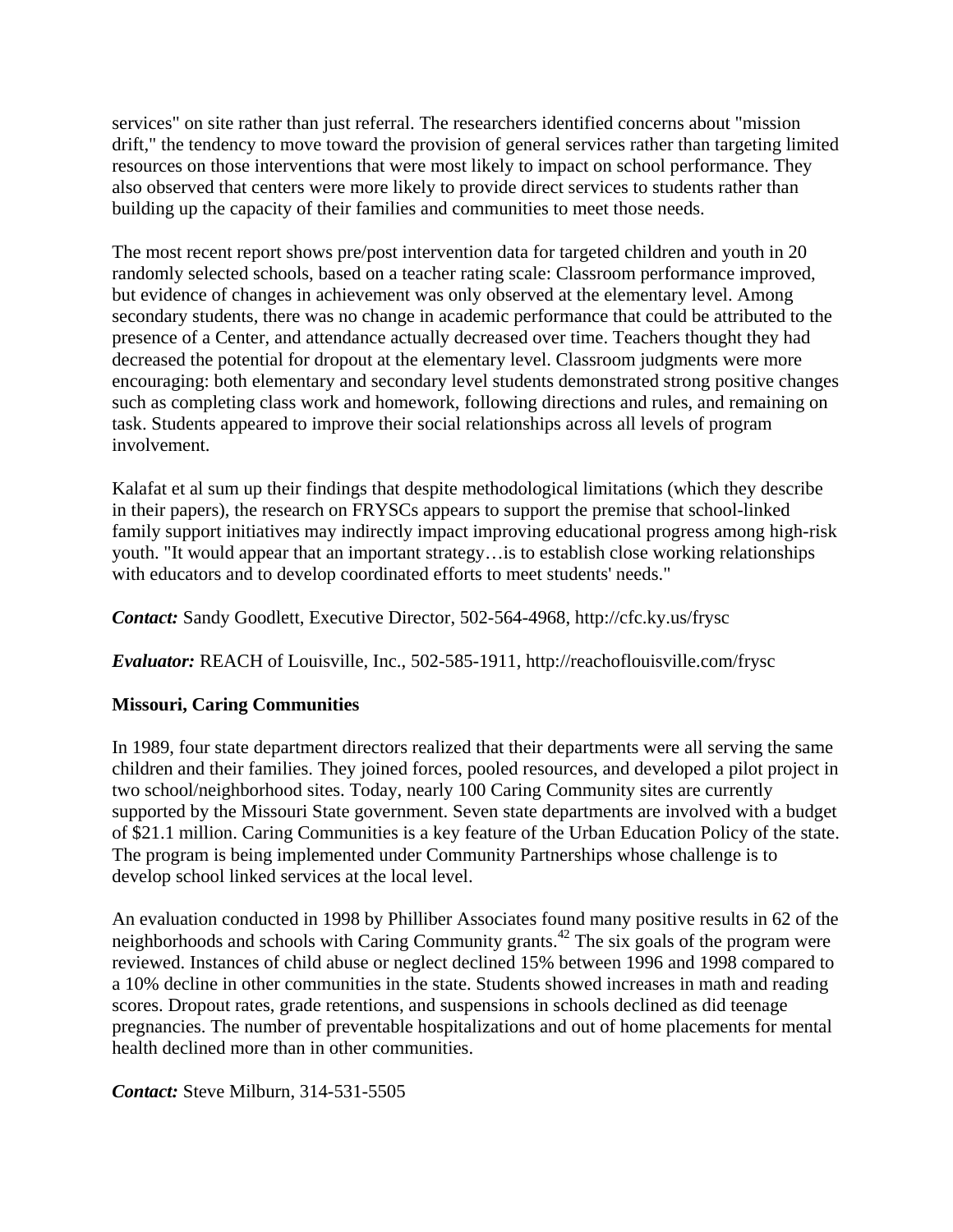services" on site rather than just referral. The researchers identified concerns about "mission drift," the tendency to move toward the provision of general services rather than targeting limited resources on those interventions that were most likely to impact on school performance. They also observed that centers were more likely to provide direct services to students rather than building up the capacity of their families and communities to meet those needs.

The most recent report shows pre/post intervention data for targeted children and youth in 20 randomly selected schools, based on a teacher rating scale: Classroom performance improved, but evidence of changes in achievement was only observed at the elementary level. Among secondary students, there was no change in academic performance that could be attributed to the presence of a Center, and attendance actually decreased over time. Teachers thought they had decreased the potential for dropout at the elementary level. Classroom judgments were more encouraging: both elementary and secondary level students demonstrated strong positive changes such as completing class work and homework, following directions and rules, and remaining on task. Students appeared to improve their social relationships across all levels of program involvement.

Kalafat et al sum up their findings that despite methodological limitations (which they describe in their papers), the research on FRYSCs appears to support the premise that school-linked family support initiatives may indirectly impact improving educational progress among high-risk youth. "It would appear that an important strategy…is to establish close working relationships with educators and to develop coordinated efforts to meet students' needs."

***Contact:*** Sandy Goodlett, Executive Director, 502-564-4968, http://cfc.ky.us/frysc

***Evaluator:*** REACH of Louisville, Inc., 502-585-1911, http://reachoflouisville.com/frysc

**Missouri, Caring Communities**

In 1989, four state department directors realized that their departments were all serving the same children and their families. They joined forces, pooled resources, and developed a pilot project in two school/neighborhood sites. Today, nearly 100 Caring Community sites are currently supported by the Missouri State government. Seven state departments are involved with a budget of $21.1 million. Caring Communities is a key feature of the Urban Education Policy of the state. The program is being implemented under Community Partnerships whose challenge is to develop school linked services at the local level.

An evaluation conducted in 1998 by Philliber Associates found many positive results in 62 of the neighborhoods and schools with Caring Community grants.[42] The six goals of the program were reviewed. Instances of child abuse or neglect declined 15% between 1996 and 1998 compared to a 10% decline in other communities in the state. Students showed increases in math and reading scores. Dropout rates, grade retentions, and suspensions in schools declined as did teenage pregnancies. The number of preventable hospitalizations and out of home placements for mental health declined more than in other communities.

***Contact:*** Steve Milburn, 314-531-5505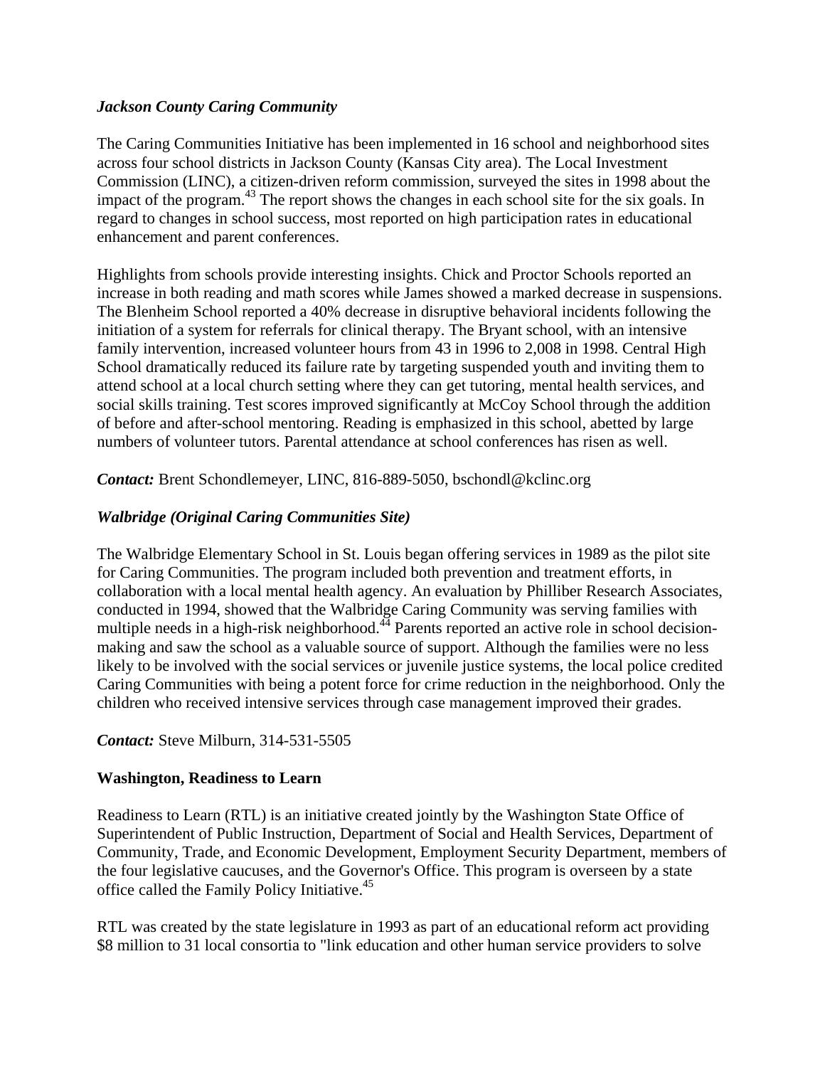### *Jackson County Caring Community*

The Caring Communities Initiative has been implemented in 16 school and neighborhood sites across four school districts in Jackson County (Kansas City area). The Local Investment Commission (LINC), a citizen-driven reform commission, surveyed the sites in 1998 about the impact of the program.[43] The report shows the changes in each school site for the six goals. In regard to changes in school success, most reported on high participation rates in educational enhancement and parent conferences.

Highlights from schools provide interesting insights. Chick and Proctor Schools reported an increase in both reading and math scores while James showed a marked decrease in suspensions. The Blenheim School reported a 40% decrease in disruptive behavioral incidents following the initiation of a system for referrals for clinical therapy. The Bryant school, with an intensive family intervention, increased volunteer hours from 43 in 1996 to 2,008 in 1998. Central High School dramatically reduced its failure rate by targeting suspended youth and inviting them to attend school at a local church setting where they can get tutoring, mental health services, and social skills training. Test scores improved significantly at McCoy School through the addition of before and after-school mentoring. Reading is emphasized in this school, abetted by large numbers of volunteer tutors. Parental attendance at school conferences has risen as well.

***Contact:*** Brent Schondlemeyer, LINC, 816-889-5050, bschondl@kclinc.org

### *Walbridge (Original Caring Communities Site)*

The Walbridge Elementary School in St. Louis began offering services in 1989 as the pilot site for Caring Communities. The program included both prevention and treatment efforts, in collaboration with a local mental health agency. An evaluation by Philliber Research Associates, conducted in 1994, showed that the Walbridge Caring Community was serving families with multiple needs in a high-risk neighborhood.[44] Parents reported an active role in school decision-making and saw the school as a valuable source of support. Although the families were no less likely to be involved with the social services or juvenile justice systems, the local police credited Caring Communities with being a potent force for crime reduction in the neighborhood. Only the children who received intensive services through case management improved their grades.

***Contact:*** Steve Milburn, 314-531-5505

### Washington, Readiness to Learn

Readiness to Learn (RTL) is an initiative created jointly by the Washington State Office of Superintendent of Public Instruction, Department of Social and Health Services, Department of Community, Trade, and Economic Development, Employment Security Department, members of the four legislative caucuses, and the Governor's Office. This program is overseen by a state office called the Family Policy Initiative.[45]

RTL was created by the state legislature in 1993 as part of an educational reform act providing $8 million to 31 local consortia to "link education and other human service providers to solve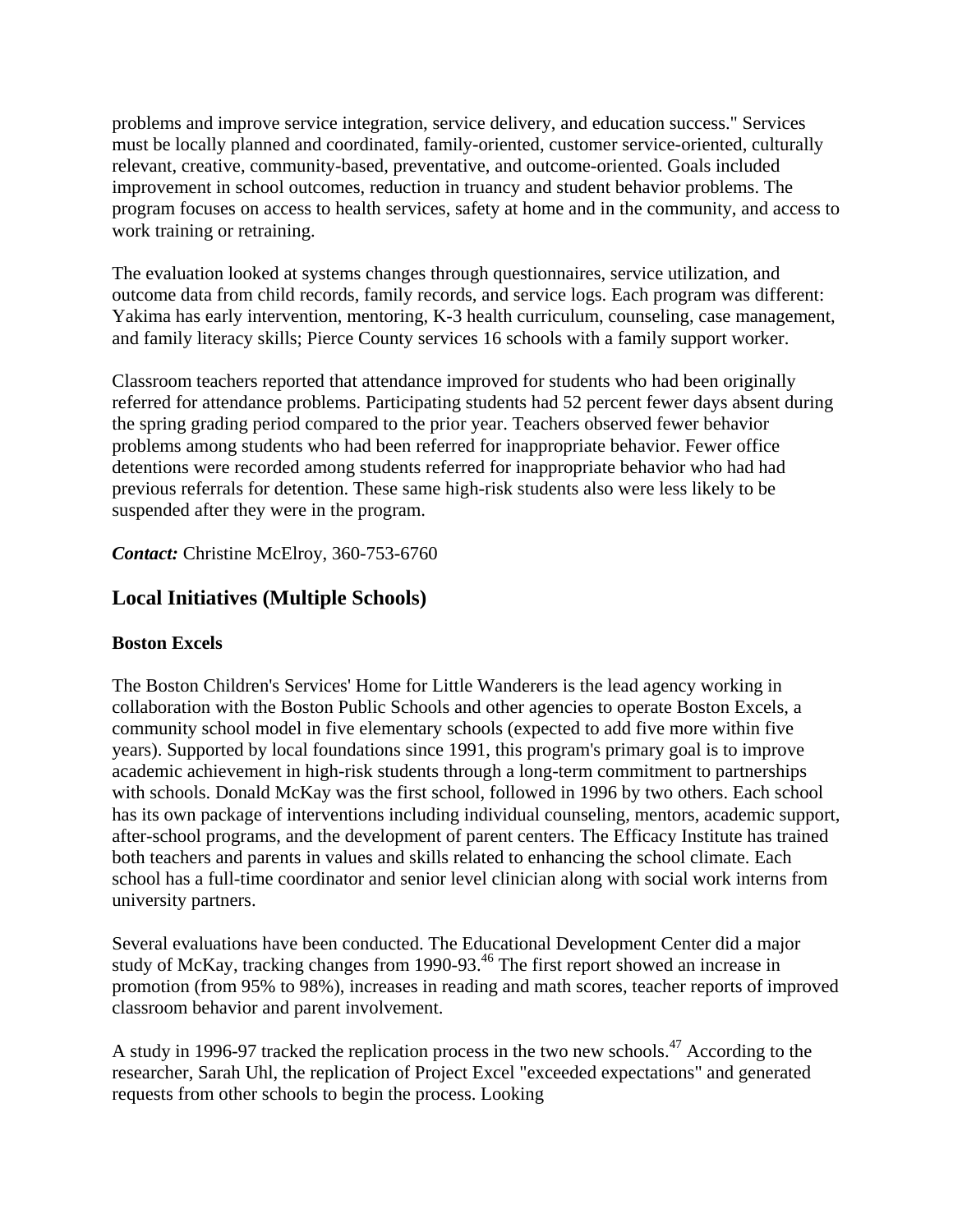problems and improve service integration, service delivery, and education success." Services must be locally planned and coordinated, family-oriented, customer service-oriented, culturally relevant, creative, community-based, preventative, and outcome-oriented. Goals included improvement in school outcomes, reduction in truancy and student behavior problems. The program focuses on access to health services, safety at home and in the community, and access to work training or retraining.

The evaluation looked at systems changes through questionnaires, service utilization, and outcome data from child records, family records, and service logs. Each program was different: Yakima has early intervention, mentoring, K-3 health curriculum, counseling, case management, and family literacy skills; Pierce County services 16 schools with a family support worker.

Classroom teachers reported that attendance improved for students who had been originally referred for attendance problems. Participating students had 52 percent fewer days absent during the spring grading period compared to the prior year. Teachers observed fewer behavior problems among students who had been referred for inappropriate behavior. Fewer office detentions were recorded among students referred for inappropriate behavior who had had previous referrals for detention. These same high-risk students also were less likely to be suspended after they were in the program.

***Contact:*** Christine McElroy, 360-753-6760

## Local Initiatives (Multiple Schools)

### Boston Excels

The Boston Children's Services' Home for Little Wanderers is the lead agency working in collaboration with the Boston Public Schools and other agencies to operate Boston Excels, a community school model in five elementary schools (expected to add five more within five years). Supported by local foundations since 1991, this program's primary goal is to improve academic achievement in high-risk students through a long-term commitment to partnerships with schools. Donald McKay was the first school, followed in 1996 by two others. Each school has its own package of interventions including individual counseling, mentors, academic support, after-school programs, and the development of parent centers. The Efficacy Institute has trained both teachers and parents in values and skills related to enhancing the school climate. Each school has a full-time coordinator and senior level clinician along with social work interns from university partners.

Several evaluations have been conducted. The Educational Development Center did a major study of McKay, tracking changes from 1990-93.[46] The first report showed an increase in promotion (from 95% to 98%), increases in reading and math scores, teacher reports of improved classroom behavior and parent involvement.

A study in 1996-97 tracked the replication process in the two new schools.[47] According to the researcher, Sarah Uhl, the replication of Project Excel "exceeded expectations" and generated requests from other schools to begin the process. Looking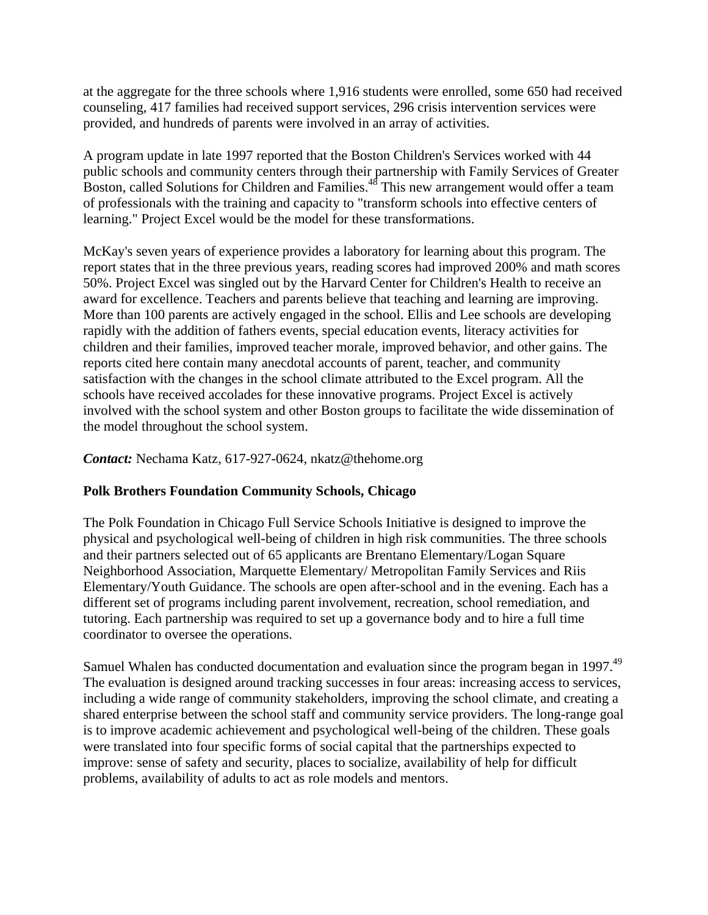at the aggregate for the three schools where 1,916 students were enrolled, some 650 had received counseling, 417 families had received support services, 296 crisis intervention services were provided, and hundreds of parents were involved in an array of activities.

A program update in late 1997 reported that the Boston Children's Services worked with 44 public schools and community centers through their partnership with Family Services of Greater Boston, called Solutions for Children and Families.[48] This new arrangement would offer a team of professionals with the training and capacity to "transform schools into effective centers of learning." Project Excel would be the model for these transformations.

McKay's seven years of experience provides a laboratory for learning about this program. The report states that in the three previous years, reading scores had improved 200% and math scores 50%. Project Excel was singled out by the Harvard Center for Children's Health to receive an award for excellence. Teachers and parents believe that teaching and learning are improving. More than 100 parents are actively engaged in the school. Ellis and Lee schools are developing rapidly with the addition of fathers events, special education events, literacy activities for children and their families, improved teacher morale, improved behavior, and other gains. The reports cited here contain many anecdotal accounts of parent, teacher, and community satisfaction with the changes in the school climate attributed to the Excel program. All the schools have received accolades for these innovative programs. Project Excel is actively involved with the school system and other Boston groups to facilitate the wide dissemination of the model throughout the school system.

***Contact:*** Nechama Katz, 617-927-0624, nkatz@thehome.org

**Polk Brothers Foundation Community Schools, Chicago**

The Polk Foundation in Chicago Full Service Schools Initiative is designed to improve the physical and psychological well-being of children in high risk communities. The three schools and their partners selected out of 65 applicants are Brentano Elementary/Logan Square Neighborhood Association, Marquette Elementary/ Metropolitan Family Services and Riis Elementary/Youth Guidance. The schools are open after-school and in the evening. Each has a different set of programs including parent involvement, recreation, school remediation, and tutoring. Each partnership was required to set up a governance body and to hire a full time coordinator to oversee the operations.

Samuel Whalen has conducted documentation and evaluation since the program began in 1997.[49] The evaluation is designed around tracking successes in four areas: increasing access to services, including a wide range of community stakeholders, improving the school climate, and creating a shared enterprise between the school staff and community service providers. The long-range goal is to improve academic achievement and psychological well-being of the children. These goals were translated into four specific forms of social capital that the partnerships expected to improve: sense of safety and security, places to socialize, availability of help for difficult problems, availability of adults to act as role models and mentors.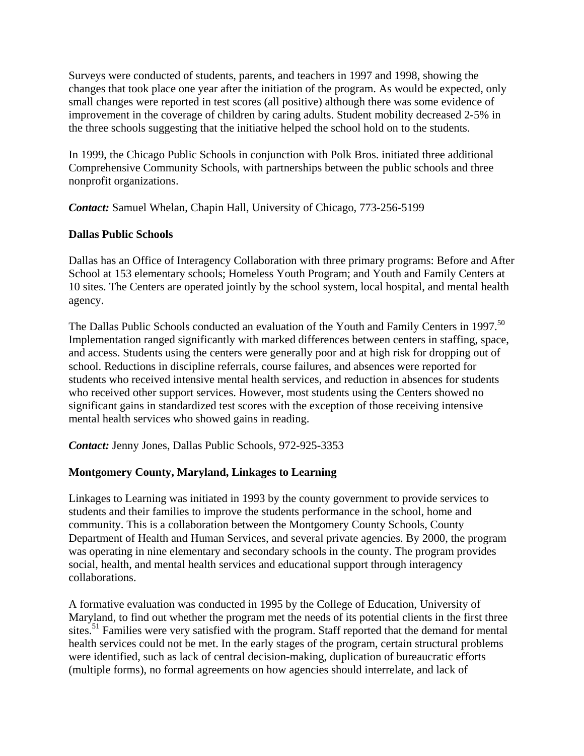Surveys were conducted of students, parents, and teachers in 1997 and 1998, showing the changes that took place one year after the initiation of the program. As would be expected, only small changes were reported in test scores (all positive) although there was some evidence of improvement in the coverage of children by caring adults. Student mobility decreased 2-5% in the three schools suggesting that the initiative helped the school hold on to the students.

In 1999, the Chicago Public Schools in conjunction with Polk Bros. initiated three additional Comprehensive Community Schools, with partnerships between the public schools and three nonprofit organizations.

***Contact:*** Samuel Whelan, Chapin Hall, University of Chicago, 773-256-5199

**Dallas Public Schools**

Dallas has an Office of Interagency Collaboration with three primary programs: Before and After School at 153 elementary schools; Homeless Youth Program; and Youth and Family Centers at 10 sites. The Centers are operated jointly by the school system, local hospital, and mental health agency.

The Dallas Public Schools conducted an evaluation of the Youth and Family Centers in 1997.[50] Implementation ranged significantly with marked differences between centers in staffing, space, and access. Students using the centers were generally poor and at high risk for dropping out of school. Reductions in discipline referrals, course failures, and absences were reported for students who received intensive mental health services, and reduction in absences for students who received other support services. However, most students using the Centers showed no significant gains in standardized test scores with the exception of those receiving intensive mental health services who showed gains in reading.

***Contact:*** Jenny Jones, Dallas Public Schools, 972-925-3353

**Montgomery County, Maryland, Linkages to Learning**

Linkages to Learning was initiated in 1993 by the county government to provide services to students and their families to improve the students performance in the school, home and community. This is a collaboration between the Montgomery County Schools, County Department of Health and Human Services, and several private agencies. By 2000, the program was operating in nine elementary and secondary schools in the county. The program provides social, health, and mental health services and educational support through interagency collaborations.

A formative evaluation was conducted in 1995 by the College of Education, University of Maryland, to find out whether the program met the needs of its potential clients in the first three sites.[51] Families were very satisfied with the program. Staff reported that the demand for mental health services could not be met. In the early stages of the program, certain structural problems were identified, such as lack of central decision-making, duplication of bureaucratic efforts (multiple forms), no formal agreements on how agencies should interrelate, and lack of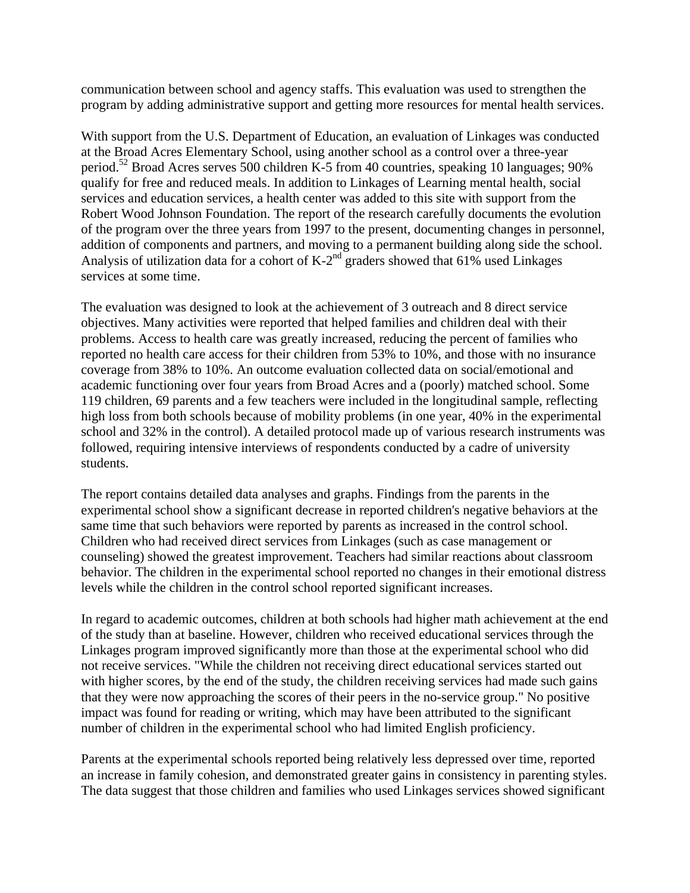communication between school and agency staffs. This evaluation was used to strengthen the program by adding administrative support and getting more resources for mental health services.

With support from the U.S. Department of Education, an evaluation of Linkages was conducted at the Broad Acres Elementary School, using another school as a control over a three-year period.[52] Broad Acres serves 500 children K-5 from 40 countries, speaking 10 languages; 90% qualify for free and reduced meals. In addition to Linkages of Learning mental health, social services and education services, a health center was added to this site with support from the Robert Wood Johnson Foundation. The report of the research carefully documents the evolution of the program over the three years from 1997 to the present, documenting changes in personnel, addition of components and partners, and moving to a permanent building along side the school. Analysis of utilization data for a cohort of K-2nd graders showed that 61% used Linkages services at some time.

The evaluation was designed to look at the achievement of 3 outreach and 8 direct service objectives. Many activities were reported that helped families and children deal with their problems. Access to health care was greatly increased, reducing the percent of families who reported no health care access for their children from 53% to 10%, and those with no insurance coverage from 38% to 10%. An outcome evaluation collected data on social/emotional and academic functioning over four years from Broad Acres and a (poorly) matched school. Some 119 children, 69 parents and a few teachers were included in the longitudinal sample, reflecting high loss from both schools because of mobility problems (in one year, 40% in the experimental school and 32% in the control). A detailed protocol made up of various research instruments was followed, requiring intensive interviews of respondents conducted by a cadre of university students.

The report contains detailed data analyses and graphs. Findings from the parents in the experimental school show a significant decrease in reported children's negative behaviors at the same time that such behaviors were reported by parents as increased in the control school. Children who had received direct services from Linkages (such as case management or counseling) showed the greatest improvement. Teachers had similar reactions about classroom behavior. The children in the experimental school reported no changes in their emotional distress levels while the children in the control school reported significant increases.

In regard to academic outcomes, children at both schools had higher math achievement at the end of the study than at baseline. However, children who received educational services through the Linkages program improved significantly more than those at the experimental school who did not receive services. "While the children not receiving direct educational services started out with higher scores, by the end of the study, the children receiving services had made such gains that they were now approaching the scores of their peers in the no-service group." No positive impact was found for reading or writing, which may have been attributed to the significant number of children in the experimental school who had limited English proficiency.

Parents at the experimental schools reported being relatively less depressed over time, reported an increase in family cohesion, and demonstrated greater gains in consistency in parenting styles. The data suggest that those children and families who used Linkages services showed significant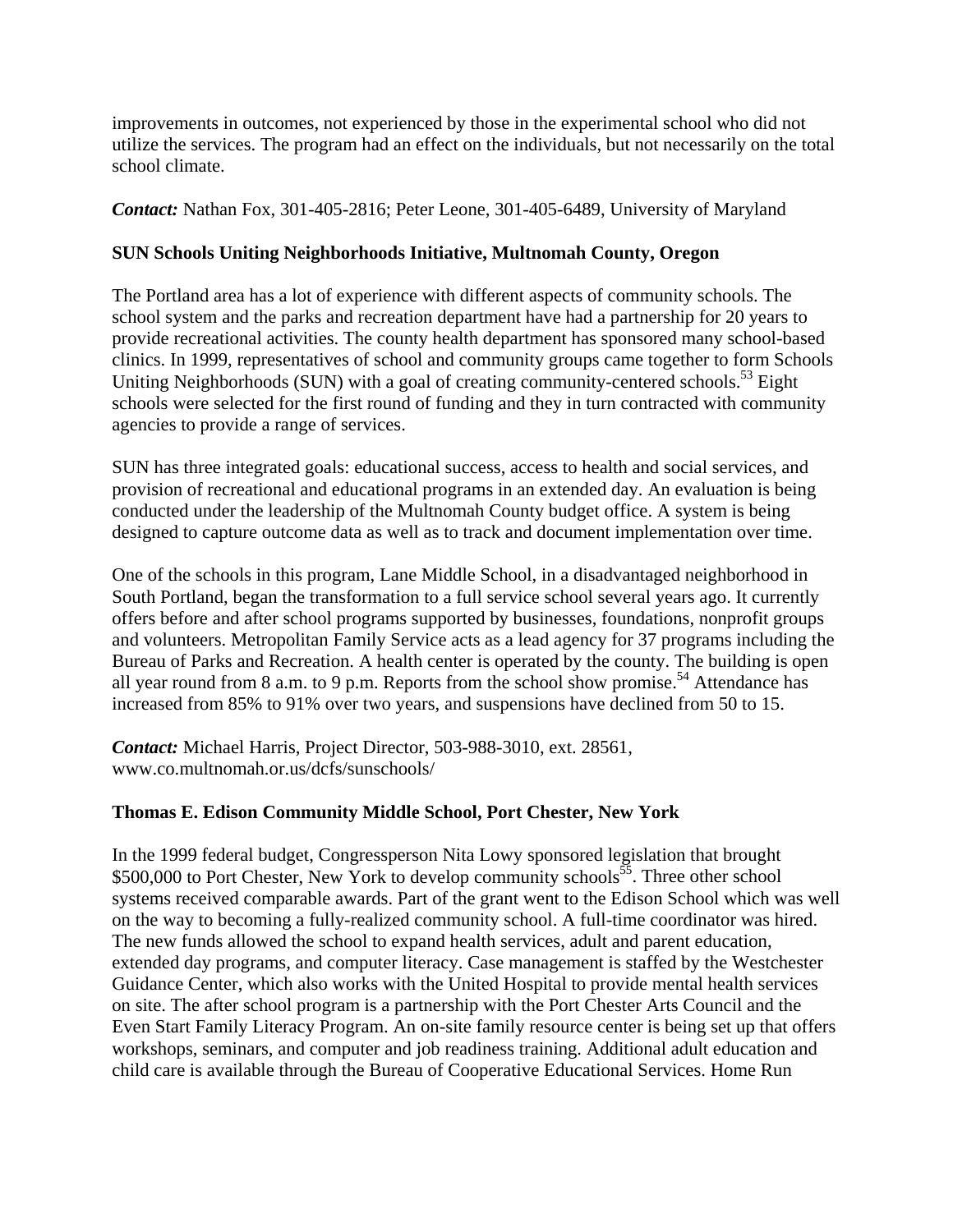improvements in outcomes, not experienced by those in the experimental school who did not utilize the services. The program had an effect on the individuals, but not necessarily on the total school climate.

***Contact:*** Nathan Fox, 301-405-2816; Peter Leone, 301-405-6489, University of Maryland

**SUN Schools Uniting Neighborhoods Initiative, Multnomah County, Oregon**

The Portland area has a lot of experience with different aspects of community schools. The school system and the parks and recreation department have had a partnership for 20 years to provide recreational activities. The county health department has sponsored many school-based clinics. In 1999, representatives of school and community groups came together to form Schools Uniting Neighborhoods (SUN) with a goal of creating community-centered schools.[53] Eight schools were selected for the first round of funding and they in turn contracted with community agencies to provide a range of services.

SUN has three integrated goals: educational success, access to health and social services, and provision of recreational and educational programs in an extended day. An evaluation is being conducted under the leadership of the Multnomah County budget office. A system is being designed to capture outcome data as well as to track and document implementation over time.

One of the schools in this program, Lane Middle School, in a disadvantaged neighborhood in South Portland, began the transformation to a full service school several years ago. It currently offers before and after school programs supported by businesses, foundations, nonprofit groups and volunteers. Metropolitan Family Service acts as a lead agency for 37 programs including the Bureau of Parks and Recreation. A health center is operated by the county. The building is open all year round from 8 a.m. to 9 p.m. Reports from the school show promise.[54] Attendance has increased from 85% to 91% over two years, and suspensions have declined from 50 to 15.

***Contact:*** Michael Harris, Project Director, 503-988-3010, ext. 28561, www.co.multnomah.or.us/dcfs/sunschools/

**Thomas E. Edison Community Middle School, Port Chester, New York**

In the 1999 federal budget, Congressperson Nita Lowy sponsored legislation that brought $500,000 to Port Chester, New York to develop community schools[55]. Three other school systems received comparable awards. Part of the grant went to the Edison School which was well on the way to becoming a fully-realized community school. A full-time coordinator was hired. The new funds allowed the school to expand health services, adult and parent education, extended day programs, and computer literacy. Case management is staffed by the Westchester Guidance Center, which also works with the United Hospital to provide mental health services on site. The after school program is a partnership with the Port Chester Arts Council and the Even Start Family Literacy Program. An on-site family resource center is being set up that offers workshops, seminars, and computer and job readiness training. Additional adult education and child care is available through the Bureau of Cooperative Educational Services. Home Run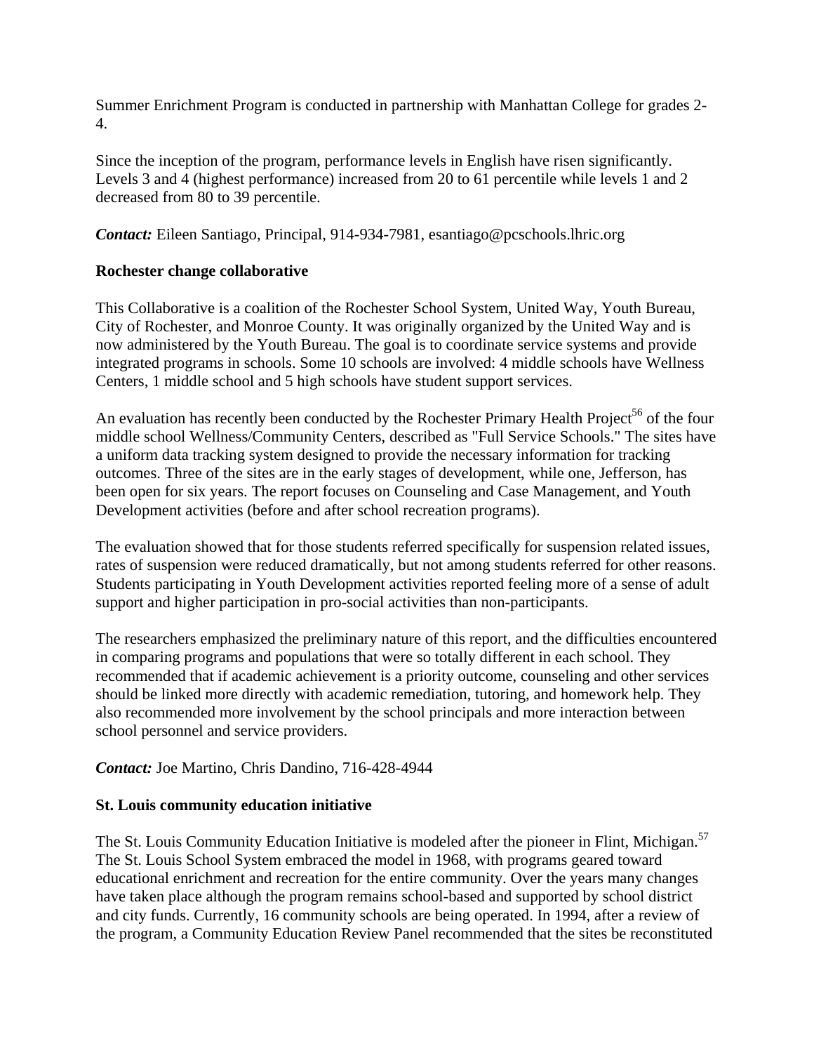Summer Enrichment Program is conducted in partnership with Manhattan College for grades 2-4.

Since the inception of the program, performance levels in English have risen significantly. Levels 3 and 4 (highest performance) increased from 20 to 61 percentile while levels 1 and 2 decreased from 80 to 39 percentile.

***Contact:*** Eileen Santiago, Principal, 914-934-7981, esantiago@pcschools.lhric.org

**Rochester change collaborative**

This Collaborative is a coalition of the Rochester School System, United Way, Youth Bureau, City of Rochester, and Monroe County. It was originally organized by the United Way and is now administered by the Youth Bureau. The goal is to coordinate service systems and provide integrated programs in schools. Some 10 schools are involved: 4 middle schools have Wellness Centers, 1 middle school and 5 high schools have student support services.

An evaluation has recently been conducted by the Rochester Primary Health Project[56] of the four middle school Wellness/Community Centers, described as "Full Service Schools." The sites have a uniform data tracking system designed to provide the necessary information for tracking outcomes. Three of the sites are in the early stages of development, while one, Jefferson, has been open for six years. The report focuses on Counseling and Case Management, and Youth Development activities (before and after school recreation programs).

The evaluation showed that for those students referred specifically for suspension related issues, rates of suspension were reduced dramatically, but not among students referred for other reasons. Students participating in Youth Development activities reported feeling more of a sense of adult support and higher participation in pro-social activities than non-participants.

The researchers emphasized the preliminary nature of this report, and the difficulties encountered in comparing programs and populations that were so totally different in each school. They recommended that if academic achievement is a priority outcome, counseling and other services should be linked more directly with academic remediation, tutoring, and homework help. They also recommended more involvement by the school principals and more interaction between school personnel and service providers.

***Contact:*** Joe Martino, Chris Dandino, 716-428-4944

**St. Louis community education initiative**

The St. Louis Community Education Initiative is modeled after the pioneer in Flint, Michigan.[57] The St. Louis School System embraced the model in 1968, with programs geared toward educational enrichment and recreation for the entire community. Over the years many changes have taken place although the program remains school-based and supported by school district and city funds. Currently, 16 community schools are being operated. In 1994, after a review of the program, a Community Education Review Panel recommended that the sites be reconstituted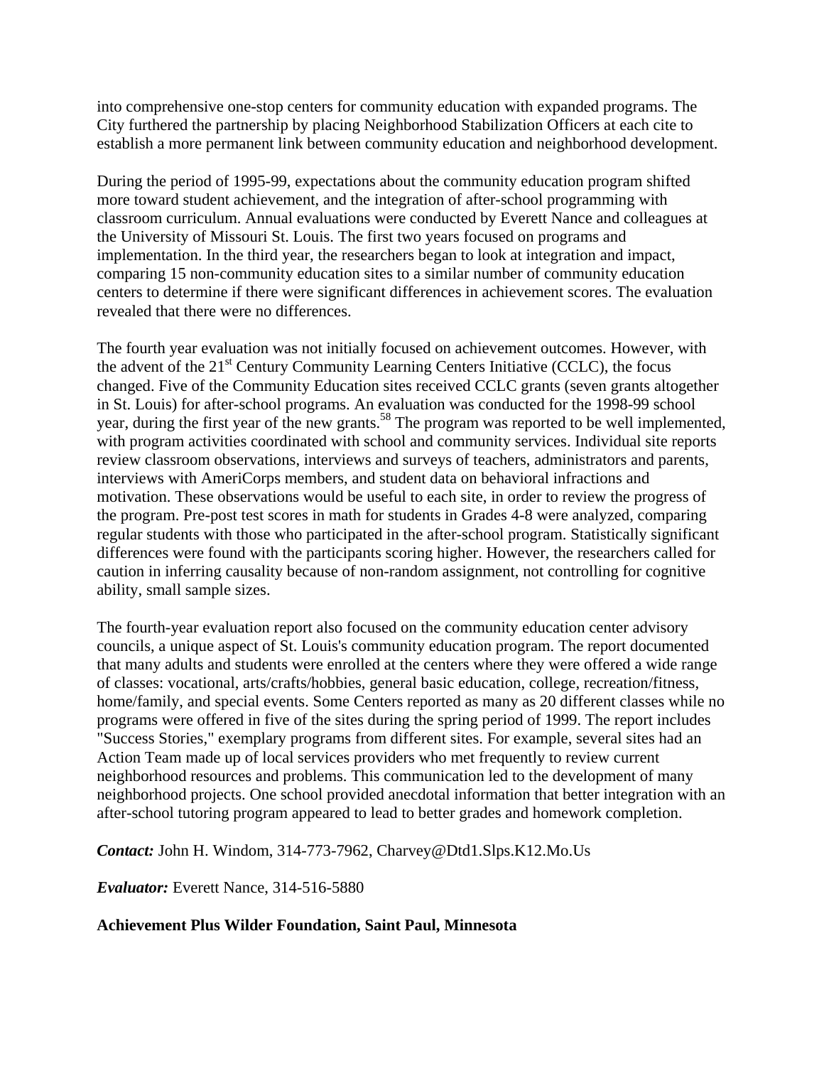into comprehensive one-stop centers for community education with expanded programs. The City furthered the partnership by placing Neighborhood Stabilization Officers at each cite to establish a more permanent link between community education and neighborhood development.

During the period of 1995-99, expectations about the community education program shifted more toward student achievement, and the integration of after-school programming with classroom curriculum. Annual evaluations were conducted by Everett Nance and colleagues at the University of Missouri St. Louis. The first two years focused on programs and implementation. In the third year, the researchers began to look at integration and impact, comparing 15 non-community education sites to a similar number of community education centers to determine if there were significant differences in achievement scores. The evaluation revealed that there were no differences.

The fourth year evaluation was not initially focused on achievement outcomes. However, with the advent of the 21st Century Community Learning Centers Initiative (CCLC), the focus changed. Five of the Community Education sites received CCLC grants (seven grants altogether in St. Louis) for after-school programs. An evaluation was conducted for the 1998-99 school year, during the first year of the new grants.[58] The program was reported to be well implemented, with program activities coordinated with school and community services. Individual site reports review classroom observations, interviews and surveys of teachers, administrators and parents, interviews with AmeriCorps members, and student data on behavioral infractions and motivation. These observations would be useful to each site, in order to review the progress of the program. Pre-post test scores in math for students in Grades 4-8 were analyzed, comparing regular students with those who participated in the after-school program. Statistically significant differences were found with the participants scoring higher. However, the researchers called for caution in inferring causality because of non-random assignment, not controlling for cognitive ability, small sample sizes.

The fourth-year evaluation report also focused on the community education center advisory councils, a unique aspect of St. Louis's community education program. The report documented that many adults and students were enrolled at the centers where they were offered a wide range of classes: vocational, arts/crafts/hobbies, general basic education, college, recreation/fitness, home/family, and special events. Some Centers reported as many as 20 different classes while no programs were offered in five of the sites during the spring period of 1999. The report includes "Success Stories," exemplary programs from different sites. For example, several sites had an Action Team made up of local services providers who met frequently to review current neighborhood resources and problems. This communication led to the development of many neighborhood projects. One school provided anecdotal information that better integration with an after-school tutoring program appeared to lead to better grades and homework completion.

***Contact:*** John H. Windom, 314-773-7962, Charvey@Dtd1.Slps.K12.Mo.Us

***Evaluator:*** Everett Nance, 314-516-5880

**Achievement Plus Wilder Foundation, Saint Paul, Minnesota**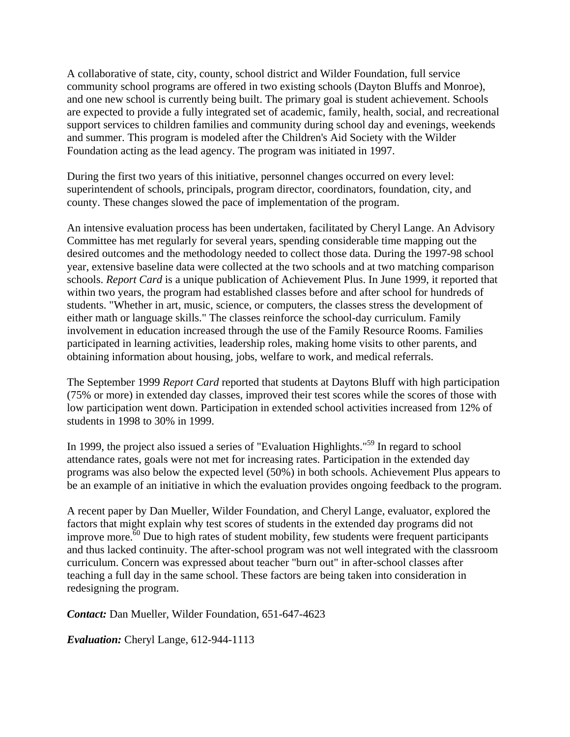A collaborative of state, city, county, school district and Wilder Foundation, full service community school programs are offered in two existing schools (Dayton Bluffs and Monroe), and one new school is currently being built. The primary goal is student achievement. Schools are expected to provide a fully integrated set of academic, family, health, social, and recreational support services to children families and community during school day and evenings, weekends and summer. This program is modeled after the Children's Aid Society with the Wilder Foundation acting as the lead agency. The program was initiated in 1997.

During the first two years of this initiative, personnel changes occurred on every level: superintendent of schools, principals, program director, coordinators, foundation, city, and county. These changes slowed the pace of implementation of the program.

An intensive evaluation process has been undertaken, facilitated by Cheryl Lange. An Advisory Committee has met regularly for several years, spending considerable time mapping out the desired outcomes and the methodology needed to collect those data. During the 1997-98 school year, extensive baseline data were collected at the two schools and at two matching comparison schools. *Report Card* is a unique publication of Achievement Plus. In June 1999, it reported that within two years, the program had established classes before and after school for hundreds of students. "Whether in art, music, science, or computers, the classes stress the development of either math or language skills." The classes reinforce the school-day curriculum. Family involvement in education increased through the use of the Family Resource Rooms. Families participated in learning activities, leadership roles, making home visits to other parents, and obtaining information about housing, jobs, welfare to work, and medical referrals.

The September 1999 *Report Card* reported that students at Daytons Bluff with high participation (75% or more) in extended day classes, improved their test scores while the scores of those with low participation went down. Participation in extended school activities increased from 12% of students in 1998 to 30% in 1999.

In 1999, the project also issued a series of "Evaluation Highlights."[59] In regard to school attendance rates, goals were not met for increasing rates. Participation in the extended day programs was also below the expected level (50%) in both schools. Achievement Plus appears to be an example of an initiative in which the evaluation provides ongoing feedback to the program.

A recent paper by Dan Mueller, Wilder Foundation, and Cheryl Lange, evaluator, explored the factors that might explain why test scores of students in the extended day programs did not improve more.[60] Due to high rates of student mobility, few students were frequent participants and thus lacked continuity. The after-school program was not well integrated with the classroom curriculum. Concern was expressed about teacher "burn out" in after-school classes after teaching a full day in the same school. These factors are being taken into consideration in redesigning the program.

***Contact:*** Dan Mueller, Wilder Foundation, 651-647-4623

***Evaluation:*** Cheryl Lange, 612-944-1113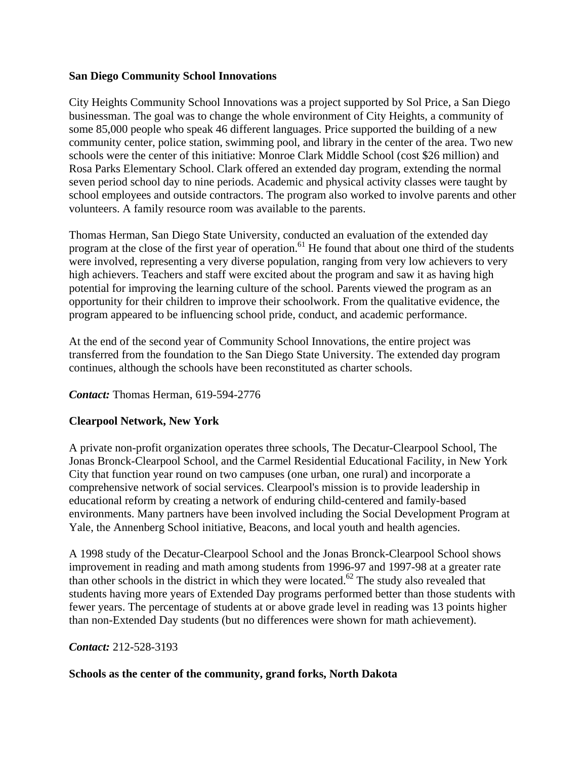**San Diego Community School Innovations**

City Heights Community School Innovations was a project supported by Sol Price, a San Diego businessman. The goal was to change the whole environment of City Heights, a community of some 85,000 people who speak 46 different languages. Price supported the building of a new community center, police station, swimming pool, and library in the center of the area. Two new schools were the center of this initiative: Monroe Clark Middle School (cost $26 million) and Rosa Parks Elementary School. Clark offered an extended day program, extending the normal seven period school day to nine periods. Academic and physical activity classes were taught by school employees and outside contractors. The program also worked to involve parents and other volunteers. A family resource room was available to the parents.

Thomas Herman, San Diego State University, conducted an evaluation of the extended day program at the close of the first year of operation.[61] He found that about one third of the students were involved, representing a very diverse population, ranging from very low achievers to very high achievers. Teachers and staff were excited about the program and saw it as having high potential for improving the learning culture of the school. Parents viewed the program as an opportunity for their children to improve their schoolwork. From the qualitative evidence, the program appeared to be influencing school pride, conduct, and academic performance.

At the end of the second year of Community School Innovations, the entire project was transferred from the foundation to the San Diego State University. The extended day program continues, although the schools have been reconstituted as charter schools.

***Contact:*** Thomas Herman, 619-594-2776

**Clearpool Network, New York**

A private non-profit organization operates three schools, The Decatur-Clearpool School, The Jonas Bronck-Clearpool School, and the Carmel Residential Educational Facility, in New York City that function year round on two campuses (one urban, one rural) and incorporate a comprehensive network of social services. Clearpool's mission is to provide leadership in educational reform by creating a network of enduring child-centered and family-based environments. Many partners have been involved including the Social Development Program at Yale, the Annenberg School initiative, Beacons, and local youth and health agencies.

A 1998 study of the Decatur-Clearpool School and the Jonas Bronck-Clearpool School shows improvement in reading and math among students from 1996-97 and 1997-98 at a greater rate than other schools in the district in which they were located.[62] The study also revealed that students having more years of Extended Day programs performed better than those students with fewer years. The percentage of students at or above grade level in reading was 13 points higher than non-Extended Day students (but no differences were shown for math achievement).

***Contact:*** 212-528-3193

**Schools as the center of the community, grand forks, North Dakota**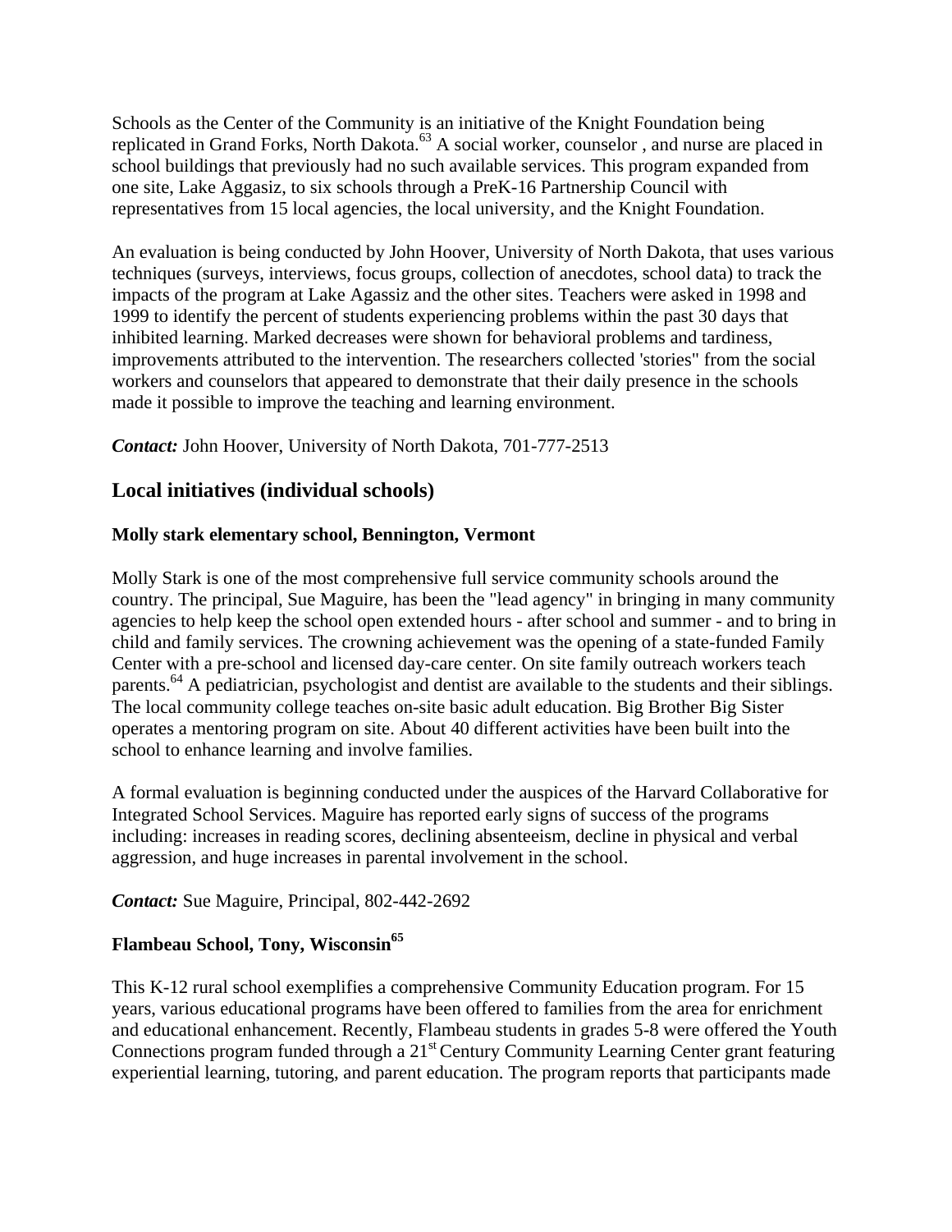Schools as the Center of the Community is an initiative of the Knight Foundation being replicated in Grand Forks, North Dakota.[63] A social worker, counselor , and nurse are placed in school buildings that previously had no such available services. This program expanded from one site, Lake Aggasiz, to six schools through a PreK-16 Partnership Council with representatives from 15 local agencies, the local university, and the Knight Foundation.

An evaluation is being conducted by John Hoover, University of North Dakota, that uses various techniques (surveys, interviews, focus groups, collection of anecdotes, school data) to track the impacts of the program at Lake Agassiz and the other sites. Teachers were asked in 1998 and 1999 to identify the percent of students experiencing problems within the past 30 days that inhibited learning. Marked decreases were shown for behavioral problems and tardiness, improvements attributed to the intervention. The researchers collected 'stories" from the social workers and counselors that appeared to demonstrate that their daily presence in the schools made it possible to improve the teaching and learning environment.

***Contact:*** John Hoover, University of North Dakota, 701-777-2513

## Local initiatives (individual schools)

### Molly stark elementary school, Bennington, Vermont

Molly Stark is one of the most comprehensive full service community schools around the country. The principal, Sue Maguire, has been the "lead agency" in bringing in many community agencies to help keep the school open extended hours - after school and summer - and to bring in child and family services. The crowning achievement was the opening of a state-funded Family Center with a pre-school and licensed day-care center. On site family outreach workers teach parents.[64] A pediatrician, psychologist and dentist are available to the students and their siblings. The local community college teaches on-site basic adult education. Big Brother Big Sister operates a mentoring program on site. About 40 different activities have been built into the school to enhance learning and involve families.

A formal evaluation is beginning conducted under the auspices of the Harvard Collaborative for Integrated School Services. Maguire has reported early signs of success of the programs including: increases in reading scores, declining absenteeism, decline in physical and verbal aggression, and huge increases in parental involvement in the school.

***Contact:*** Sue Maguire, Principal, 802-442-2692

### Flambeau School, Tony, Wisconsin[65]

This K-12 rural school exemplifies a comprehensive Community Education program. For 15 years, various educational programs have been offered to families from the area for enrichment and educational enhancement. Recently, Flambeau students in grades 5-8 were offered the Youth Connections program funded through a 21st Century Community Learning Center grant featuring experiential learning, tutoring, and parent education. The program reports that participants made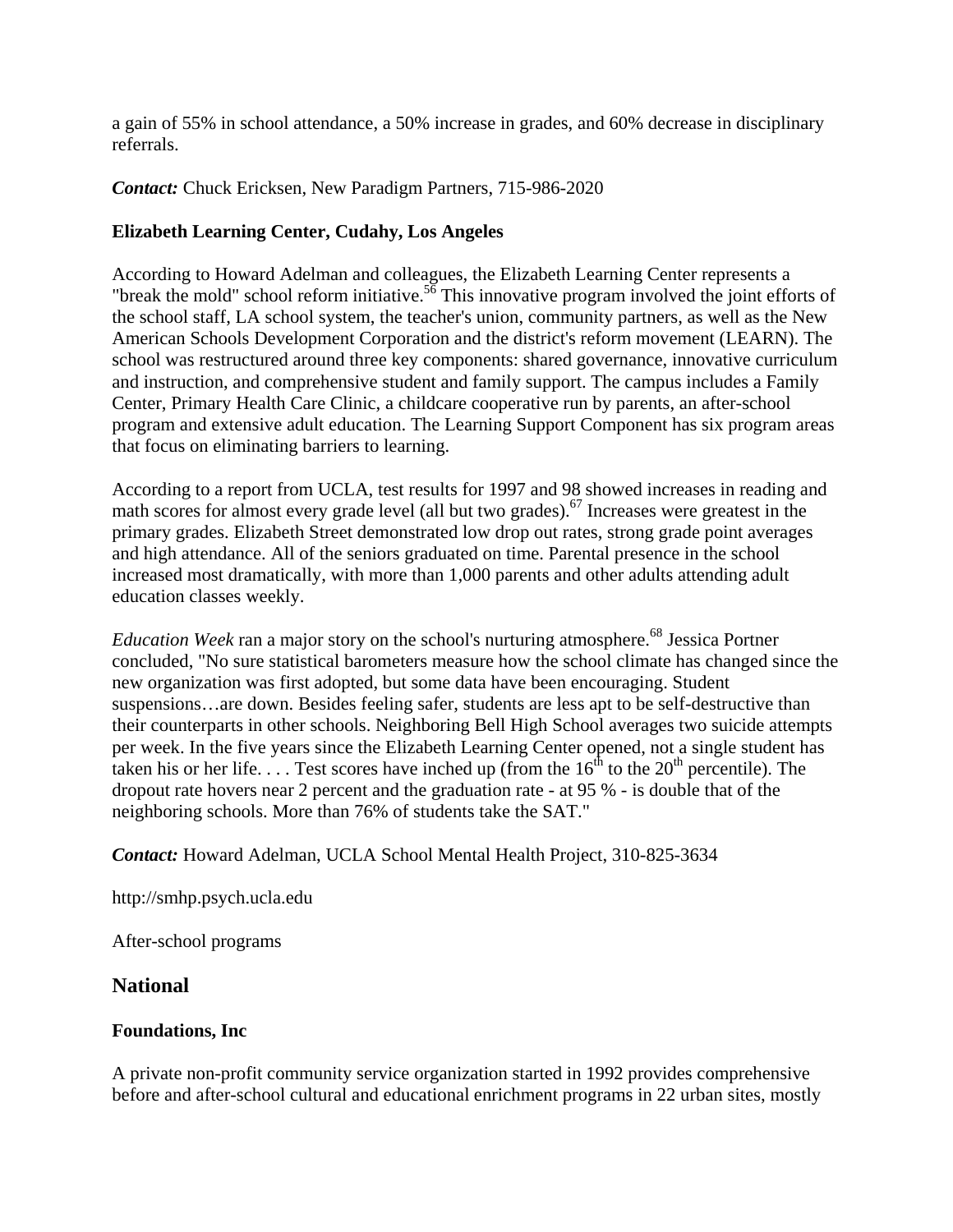a gain of 55% in school attendance, a 50% increase in grades, and 60% decrease in disciplinary referrals.

***Contact:*** Chuck Ericksen, New Paradigm Partners, 715-986-2020

**Elizabeth Learning Center, Cudahy, Los Angeles**

According to Howard Adelman and colleagues, the Elizabeth Learning Center represents a "break the mold" school reform initiative.[56] This innovative program involved the joint efforts of the school staff, LA school system, the teacher's union, community partners, as well as the New American Schools Development Corporation and the district's reform movement (LEARN). The school was restructured around three key components: shared governance, innovative curriculum and instruction, and comprehensive student and family support. The campus includes a Family Center, Primary Health Care Clinic, a childcare cooperative run by parents, an after-school program and extensive adult education. The Learning Support Component has six program areas that focus on eliminating barriers to learning.

According to a report from UCLA, test results for 1997 and 98 showed increases in reading and math scores for almost every grade level (all but two grades).[67] Increases were greatest in the primary grades. Elizabeth Street demonstrated low drop out rates, strong grade point averages and high attendance. All of the seniors graduated on time. Parental presence in the school increased most dramatically, with more than 1,000 parents and other adults attending adult education classes weekly.

*Education Week* ran a major story on the school's nurturing atmosphere.[68] Jessica Portner concluded, "No sure statistical barometers measure how the school climate has changed since the new organization was first adopted, but some data have been encouraging. Student suspensions…are down. Besides feeling safer, students are less apt to be self-destructive than their counterparts in other schools. Neighboring Bell High School averages two suicide attempts per week. In the five years since the Elizabeth Learning Center opened, not a single student has taken his or her life. . . . Test scores have inched up (from the 16th to the 20th percentile). The dropout rate hovers near 2 percent and the graduation rate - at 95 % - is double that of the neighboring schools. More than 76% of students take the SAT."

***Contact:*** Howard Adelman, UCLA School Mental Health Project, 310-825-3634

http://smhp.psych.ucla.edu

After-school programs

## National

**Foundations, Inc**

A private non-profit community service organization started in 1992 provides comprehensive before and after-school cultural and educational enrichment programs in 22 urban sites, mostly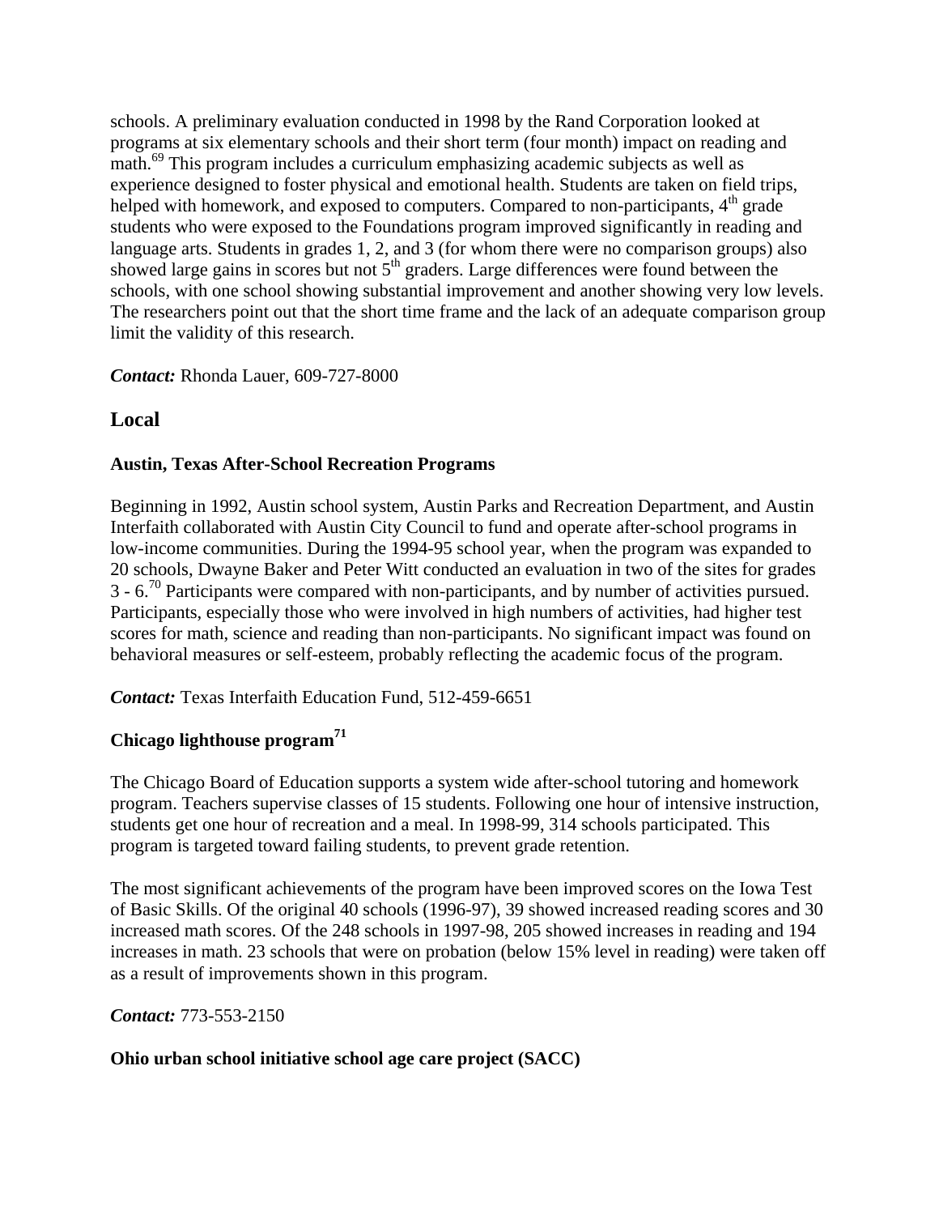schools. A preliminary evaluation conducted in 1998 by the Rand Corporation looked at programs at six elementary schools and their short term (four month) impact on reading and math.[69] This program includes a curriculum emphasizing academic subjects as well as experience designed to foster physical and emotional health. Students are taken on field trips, helped with homework, and exposed to computers. Compared to non-participants, 4th grade students who were exposed to the Foundations program improved significantly in reading and language arts. Students in grades 1, 2, and 3 (for whom there were no comparison groups) also showed large gains in scores but not 5th graders. Large differences were found between the schools, with one school showing substantial improvement and another showing very low levels. The researchers point out that the short time frame and the lack of an adequate comparison group limit the validity of this research.

***Contact:*** Rhonda Lauer, 609-727-8000

## Local

### Austin, Texas After-School Recreation Programs

Beginning in 1992, Austin school system, Austin Parks and Recreation Department, and Austin Interfaith collaborated with Austin City Council to fund and operate after-school programs in low-income communities. During the 1994-95 school year, when the program was expanded to 20 schools, Dwayne Baker and Peter Witt conducted an evaluation in two of the sites for grades 3 - 6.[70] Participants were compared with non-participants, and by number of activities pursued. Participants, especially those who were involved in high numbers of activities, had higher test scores for math, science and reading than non-participants. No significant impact was found on behavioral measures or self-esteem, probably reflecting the academic focus of the program.

***Contact:*** Texas Interfaith Education Fund, 512-459-6651

### Chicago lighthouse program[71]

The Chicago Board of Education supports a system wide after-school tutoring and homework program. Teachers supervise classes of 15 students. Following one hour of intensive instruction, students get one hour of recreation and a meal. In 1998-99, 314 schools participated. This program is targeted toward failing students, to prevent grade retention.

The most significant achievements of the program have been improved scores on the Iowa Test of Basic Skills. Of the original 40 schools (1996-97), 39 showed increased reading scores and 30 increased math scores. Of the 248 schools in 1997-98, 205 showed increases in reading and 194 increases in math. 23 schools that were on probation (below 15% level in reading) were taken off as a result of improvements shown in this program.

***Contact:*** 773-553-2150

### Ohio urban school initiative school age care project (SACC)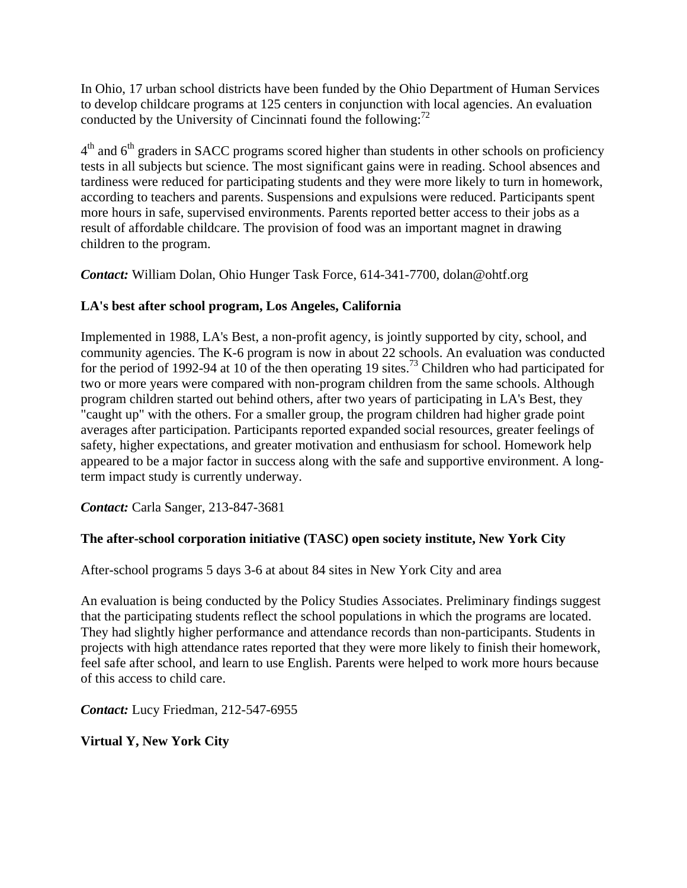In Ohio, 17 urban school districts have been funded by the Ohio Department of Human Services to develop childcare programs at 125 centers in conjunction with local agencies. An evaluation conducted by the University of Cincinnati found the following:[72]

$4^{th}$ and $6^{th}$ graders in SACC programs scored higher than students in other schools on proficiency tests in all subjects but science. The most significant gains were in reading. School absences and tardiness were reduced for participating students and they were more likely to turn in homework, according to teachers and parents. Suspensions and expulsions were reduced. Participants spent more hours in safe, supervised environments. Parents reported better access to their jobs as a result of affordable childcare. The provision of food was an important magnet in drawing children to the program.

***Contact:*** William Dolan, Ohio Hunger Task Force, 614-341-7700, dolan@ohtf.org

**LA's best after school program, Los Angeles, California**

Implemented in 1988, LA's Best, a non-profit agency, is jointly supported by city, school, and community agencies. The K-6 program is now in about 22 schools. An evaluation was conducted for the period of 1992-94 at 10 of the then operating 19 sites.[73] Children who had participated for two or more years were compared with non-program children from the same schools. Although program children started out behind others, after two years of participating in LA's Best, they "caught up" with the others. For a smaller group, the program children had higher grade point averages after participation. Participants reported expanded social resources, greater feelings of safety, higher expectations, and greater motivation and enthusiasm for school. Homework help appeared to be a major factor in success along with the safe and supportive environment. A long-term impact study is currently underway.

***Contact:*** Carla Sanger, 213-847-3681

**The after-school corporation initiative (TASC) open society institute, New York City**

After-school programs 5 days 3-6 at about 84 sites in New York City and area

An evaluation is being conducted by the Policy Studies Associates. Preliminary findings suggest that the participating students reflect the school populations in which the programs are located. They had slightly higher performance and attendance records than non-participants. Students in projects with high attendance rates reported that they were more likely to finish their homework, feel safe after school, and learn to use English. Parents were helped to work more hours because of this access to child care.

***Contact:*** Lucy Friedman, 212-547-6955

**Virtual Y, New York City**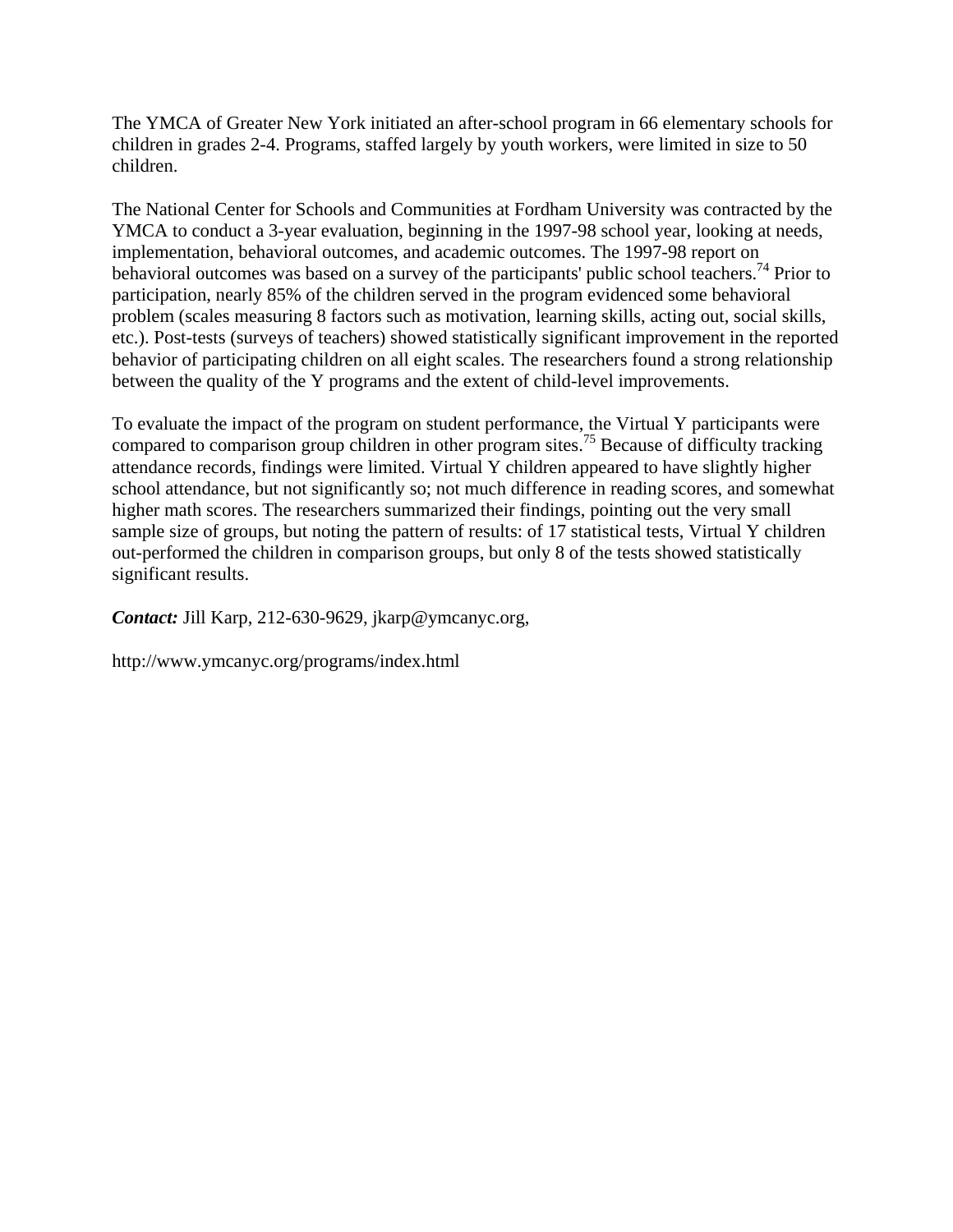The YMCA of Greater New York initiated an after-school program in 66 elementary schools for children in grades 2-4. Programs, staffed largely by youth workers, were limited in size to 50 children.

The National Center for Schools and Communities at Fordham University was contracted by the YMCA to conduct a 3-year evaluation, beginning in the 1997-98 school year, looking at needs, implementation, behavioral outcomes, and academic outcomes. The 1997-98 report on behavioral outcomes was based on a survey of the participants' public school teachers.[74] Prior to participation, nearly 85% of the children served in the program evidenced some behavioral problem (scales measuring 8 factors such as motivation, learning skills, acting out, social skills, etc.). Post-tests (surveys of teachers) showed statistically significant improvement in the reported behavior of participating children on all eight scales. The researchers found a strong relationship between the quality of the Y programs and the extent of child-level improvements.

To evaluate the impact of the program on student performance, the Virtual Y participants were compared to comparison group children in other program sites.[75] Because of difficulty tracking attendance records, findings were limited. Virtual Y children appeared to have slightly higher school attendance, but not significantly so; not much difference in reading scores, and somewhat higher math scores. The researchers summarized their findings, pointing out the very small sample size of groups, but noting the pattern of results: of 17 statistical tests, Virtual Y children out-performed the children in comparison groups, but only 8 of the tests showed statistically significant results.

***Contact:*** Jill Karp, 212-630-9629, jkarp@ymcanyc.org,

http://www.ymcanyc.org/programs/index.html